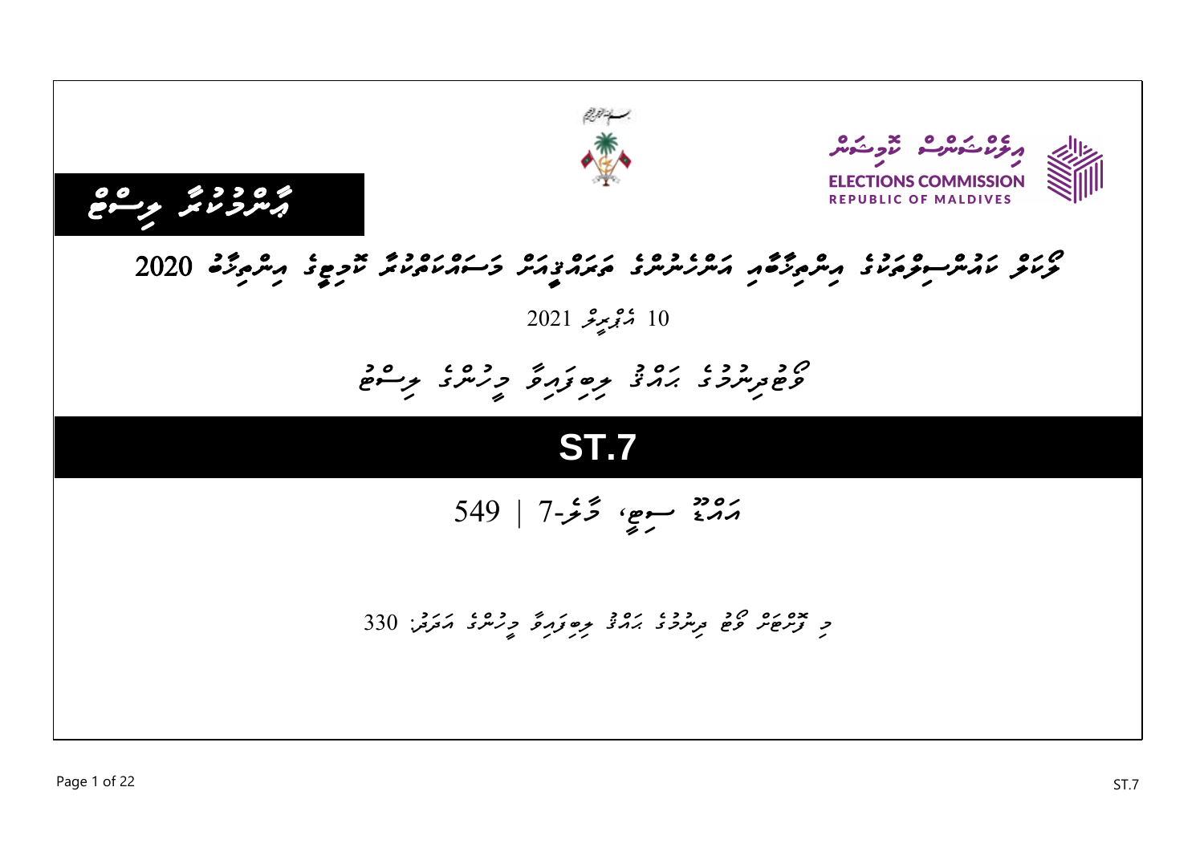بسم الله الرحمن الرحيم

އިލެކްޝަންސް ކޮމިޝަން

ELECTIONS COMMISSION
REPUBLIC OF MALDIVES

އާންމުކުރާ ލިސްޓު

# ލޯކަލް ކައުންސިލްތަކުގެ އިންތިޚާބާއި އަންހެނުންގެ ތަރައްޤީއަށް މަސައްކަތްކުރާ ކޮމިޓީގެ އިންތިޚާބު 2020

10 އޭޕްރިލް 2021

## ވޯޓުދިނުމުގެ ޙައްޤު ލިބިފައިވާ މީހުންގެ ލިސްޓު

# ST.7

އައްޑު ސިޓީ، މާލެ-7 | 549

މި ފޯމުގައި ވޯޓު ދިނުމުގެ ޙައްޤު ލިބިފައިވާ މީހުންގެ އަދަދު: 330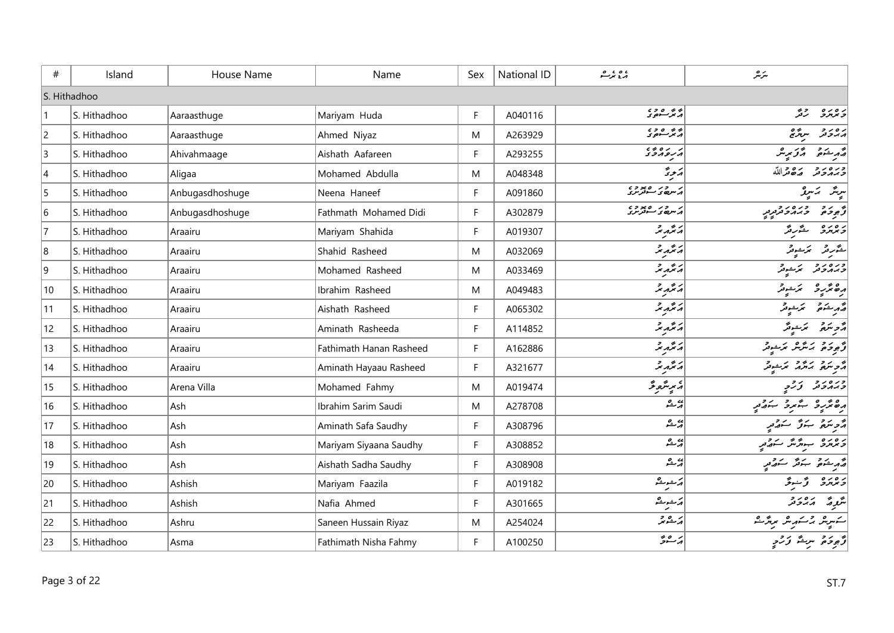| # | Island | House Name | Name | Sex | National ID | ގެއެގޮތް | ނަން |
|---|---|---|---|---|---|---|---|
| S. Hithadhoo | | | | | | | |
| 1 | S. Hithadhoo | Aaraasthuge | Mariyam Huda | F | A040116 | އާރާސްތުގެ | މަރިޔަމް ހުދާ |
| 2 | S. Hithadhoo | Aaraasthuge | Ahmed Niyaz | M | A263929 | އާރާސްތުގެ | އަޙްމަދު ނިޔާޒް |
| 3 | S. Hithadhoo | Ahivahmaage | Aishath Aafareen | F | A293255 | އަހިވައްމާގެ | އާއިޝަތު އާފަރީން |
| 4 | S. Hithadhoo | Aligaa | Mohamed Abdulla | M | A048348 | އަލިގާ | މުޙައްމަދު ޢަބްދުﷲ |
| 5 | S. Hithadhoo | Anbugasdhoshuge | Neena Haneef | F | A091860 | އަނބުގަސްދޮށުގެ | ނީނާ ހަނީފް |
| 6 | S. Hithadhoo | Anbugasdhoshuge | Fathmath Mohamed Didi | F | A302879 | އަނބުގަސްދޮށުގެ | ފާތިމަތު މުޙައްމަދުދީދީ |
| 7 | S. Hithadhoo | Araairu | Mariyam Shahida | F | A019307 | އަރާއިރު | މަރިޔަމް ޝާހިދާ |
| 8 | S. Hithadhoo | Araairu | Shahid Rasheed | M | A032069 | އަރާއިރު | ޝާހިދު ރަޝީދު |
| 9 | S. Hithadhoo | Araairu | Mohamed Rasheed | M | A033469 | އަރާއިރު | މުޙައްމަދު ރަޝީދު |
| 10 | S. Hithadhoo | Araairu | Ibrahim Rasheed | M | A049483 | އަރާއިރު | އިބްރާހިމް ރަޝީދު |
| 11 | S. Hithadhoo | Araairu | Aishath Rasheed | F | A065302 | އަރާއިރު | އާއިޝަތު ރަޝީދު |
| 12 | S. Hithadhoo | Araairu | Aminath Rasheeda | F | A114852 | އަރާއިރު | އާމިނަތު ރަޝީދާ |
| 13 | S. Hithadhoo | Araairu | Fathimath Hanan Rasheed | F | A162886 | އަރާއިރު | ފާތިމަތު ހަނާން ރަޝީދު |
| 14 | S. Hithadhoo | Araairu | Aminath Hayaau Rasheed | F | A321677 | އަރާއިރު | އާމިނަތު ހަޔާއު ރަޝީދު |
| 15 | S. Hithadhoo | Arena Villa | Mohamed Fahmy | M | A019474 | އެރީނާވިލާ | މުޙައްމަދު ފަހުމީ |
| 16 | S. Hithadhoo | Ash | Ibrahim Sarim Saudi | M | A278708 | އޭޝް | އިބްރާހިމް ސާރިމް ސައުދީ |
| 17 | S. Hithadhoo | Ash | Aminath Safa Saudhy | F | A308796 | އޭޝް | އާމިނަތު ސަފާ ސައުދީ |
| 18 | S. Hithadhoo | Ash | Mariyam Siyaana Saudhy | F | A308852 | އޭޝް | މަރިޔަމް ސިޔާނާ ސައުދީ |
| 19 | S. Hithadhoo | Ash | Aishath Sadha Saudhy | F | A308908 | އޭޝް | އާއިޝަތު ސަދާ ސައުދީ |
| 20 | S. Hithadhoo | Ashish | Mariyam Faazila | F | A019182 | އަޝިޝް | މަރިޔަމް ފާޒިލާ |
| 21 | S. Hithadhoo | Ashish | Nafia Ahmed | F | A301665 | އަޝިޝް | ނާފިއާ އަޙްމަދު |
| 22 | S. Hithadhoo | Ashru | Saneen Hussain Riyaz | M | A254024 | އަޝްރު | ސަނީން ހުސައިން ރިޔާޒް |
| 23 | S. Hithadhoo | Asma | Fathimath Nisha Fahmy | F | A100250 | އަސްމާ | ފާތިމަތު ނިޝާ ފަހުމީ |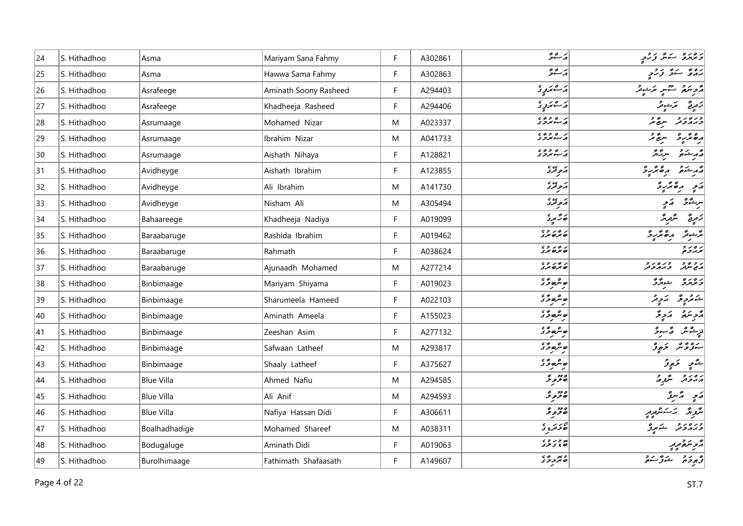| | | | | | | | |
|---|---|---|---|---|---|---|---|
| 24 | S. Hithadhoo | Asma | Mariyam Sana Fahmy | F | A302861 | އަސްމާ | މަރިޔަމް ސަނާ ފަހުމީ |
| 25 | S. Hithadhoo | Asma | Hawwa Sama Fahmy | F | A302863 | އަސްމާ | ހައްވާ ސަމާ ފަހުމީ |
| 26 | S. Hithadhoo | Asrafeege | Aminath Soony Rasheed | F | A294403 | އަސްރަފީގެ | އާމިނަތު ސޫނީ ރަޝީދު |
| 27 | S. Hithadhoo | Asrafeege | Khadheeja Rasheed | F | A294406 | އަސްރަފީގެ | ޚަދީޖާ ރަޝީދު |
| 28 | S. Hithadhoo | Asrumaage | Mohamed Nizar | M | A023337 | އަސްރުމާގެ | މުހައްމަދު ނިޒާރު |
| 29 | S. Hithadhoo | Asrumaage | Ibrahim Nizar | M | A041733 | އަސްރުމާގެ | އިބްރާހީމް ނިޒާރު |
| 30 | S. Hithadhoo | Asrumaage | Aishath Nihaya | F | A128821 | އަސްރުމާގެ | އައިޝަތު ނިހާޔާ |
| 31 | S. Hithadhoo | Avidheyge | Aishath Ibrahim | F | A123855 | އަވިދޭގެ | އައިޝަތު އިބްރާހީމް |
| 32 | S. Hithadhoo | Avidheyge | Ali Ibrahim | M | A141730 | އަވިދޭގެ | އަލި އިބްރާހީމް |
| 33 | S. Hithadhoo | Avidheyge | Nisham Ali | M | A305494 | އަވިދޭގެ | ނިޝާމް އަލި |
| 34 | S. Hithadhoo | Bahaareege | Khadheeja Nadiya | F | A019099 | ބަހާރީގެ | ޚަދީޖާ ނާދިޔާ |
| 35 | S. Hithadhoo | Baraabaruge | Rashida Ibrahim | F | A019462 | ބަރާބަރުގެ | ރާޝިދާ އިބްރާހީމް |
| 36 | S. Hithadhoo | Baraabaruge | Rahmath | F | A038624 | ބަރާބަރުގެ | ރަޙްމަތު |
| 37 | S. Hithadhoo | Baraabaruge | Ajunaadh Mohamed | M | A277214 | ބަރާބަރުގެ | އަޖުނާދު މުހައްމަދު |
| 38 | S. Hithadhoo | Binbimaage | Mariyam Shiyama | F | A019023 | ބިންބިމާގެ | މަރިޔަމް ޝިޔާމާ |
| 39 | S. Hithadhoo | Binbimaage | Sharumeela Hameed | F | A022103 | ބިންބިމާގެ | ޝަރުމީލާ ހަމީދު |
| 40 | S. Hithadhoo | Binbimaage | Aminath Ameela | F | A155023 | ބިންބިމާގެ | އާމިނަތު އަމީލާ |
| 41 | S. Hithadhoo | Binbimaage | Zeeshan Asim | F | A277132 | ބިންބިމާގެ | ޒީޝާން އާސިމް |
| 42 | S. Hithadhoo | Binbimaage | Safwaan Latheef | M | A293817 | ބިންބިމާގެ | ސަފްވާން ލަތީފު |
| 43 | S. Hithadhoo | Binbimaage | Shaaly Latheef | F | A375627 | ބިންބިމާގެ | ޝާލީ ލަތީފު |
| 44 | S. Hithadhoo | Blue Villa | Ahmed Nafiu | M | A294585 | ބްލޫވިލާ | އަޙްމަދު ނާފިޢު |
| 45 | S. Hithadhoo | Blue Villa | Ali Anif | M | A294593 | ބްލޫވިލާ | އަލި އާނިފު |
| 46 | S. Hithadhoo | Blue Villa | Nafiya Hassan Didi | F | A306611 | ބްލޫވިލާ | ނާފިޔާ ޙަސަންދީދީ |
| 47 | S. Hithadhoo | Boalhadhadige | Mohamed Shareef | M | A038311 | ބޮޅަދަދިގެ | މުހައްމަދު ޝަރީފު |
| 48 | S. Hithadhoo | Bodugaluge | Aminath Didi | F | A019063 | ބޮޑުގަލުގެ | އާމިނަތުދީދީ |
| 49 | S. Hithadhoo | Burolhimaage | Fathimath Shafaasath | F | A149607 | ބުރޮޅިމާގެ | ފާތިމަތު ޝަފާސަތު |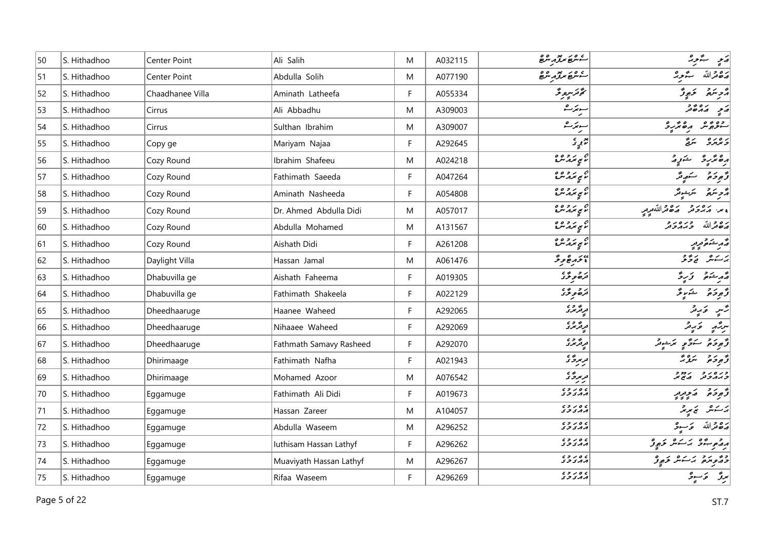| | | | | | | | |
|---|---|---|---|---|---|---|---|
| 50 | S. Hithadhoo | Center Point | Ali Salih | M | A032115 | سެންޓަރ ޕޮއިންޓް | ޢަލީ ސާލިހް |
| 51 | S. Hithadhoo | Center Point | Abdulla Solih | M | A077190 | سެންޓަރ ޕޮއިންޓް | ޢަބްދުﷲ ސާލިހް |
| 52 | S. Hithadhoo | Chaadhanee Villa | Aminath Latheefa | F | A055334 | ޗާދަނީވިލާ | އާމިނަތު ލަތީފާ |
| 53 | S. Hithadhoo | Cirrus | Ali Abbadhu | M | A309003 | ސިރަސް | ޢަލީ އައްބާދު |
| 54 | S. Hithadhoo | Cirrus | Sulthan Ibrahim | M | A309007 | ސިރަސް | ސުލްޠާން އިބްރާހީމް |
| 55 | S. Hithadhoo | Copy ge | Mariyam Najaa | F | A292645 | ކޮޕީގެ | މަރްޔަމް ނަޖާ |
| 56 | S. Hithadhoo | Cozy Round | Ibrahim Shafeeu | M | A024218 | ކޯޒީރައުންޑް | އިބްރާހީމް ޝަފީއު |
| 57 | S. Hithadhoo | Cozy Round | Fathimath Saeeda | F | A047264 | ކޯޒީރައުންޑް | ފާތިމަތު ސަޢީދާ |
| 58 | S. Hithadhoo | Cozy Round | Aminath Nasheeda | F | A054808 | ކޯޒީރައުންޑް | އާމިނަތު ނަޝީދާ |
| 59 | S. Hithadhoo | Cozy Round | Dr. Ahmed Abdulla Didi | M | A057017 | ކޯޒީރައުންޑް | ޑރ. އަޙްމަދު ޢަބްދުﷲދީދީ |
| 60 | S. Hithadhoo | Cozy Round | Abdulla Mohamed | M | A131567 | ކޯޒީރައުންޑް | ޢަބްދުﷲ މުޙައްމަދު |
| 61 | S. Hithadhoo | Cozy Round | Aishath Didi | F | A261208 | ކޯޒީރައުންޑް | ޢާއިޝަތުދީދީ |
| 62 | S. Hithadhoo | Daylight Villa | Hassan Jamal | M | A061476 | ޑޭލައިޓްވިލާ | ޙަސަން ޖަމާލު |
| 63 | S. Hithadhoo | Dhabuvilla ge | Aishath Faheema | F | A019305 | ދަބުވިލާގެ | ޢާއިޝަތު ފަހީމާ |
| 64 | S. Hithadhoo | Dhabuvilla ge | Fathimath Shakeela | F | A022129 | ދަބުވިލާގެ | ފާތިމަތު ޝަކީލާ |
| 65 | S. Hithadhoo | Dheedhaaruge | Haanee Waheed | F | A292065 | ދީދާރުގެ | ހާނީ ވަހީދު |
| 66 | S. Hithadhoo | Dheedhaaruge | Nihaaee Waheed | F | A292069 | ދީދާރުގެ | ނިހާއީ ވަހީދު |
| 67 | S. Hithadhoo | Dheedhaaruge | Fathmath Samavy Rasheed | F | A292070 | ދީދާރުގެ | ފާތިމަތު ސަމާވީ ރަޝީދު |
| 68 | S. Hithadhoo | Dhirimaage | Fathimath Nafha | F | A021943 | ދިރިމާގެ | ފާތިމަތު ނަފްހާ |
| 69 | S. Hithadhoo | Dhirimaage | Mohamed Azoor | M | A076542 | ދިރިމާގެ | މުޙައްމަދު އަޒޫރު |
| 70 | S. Hithadhoo | Eggamuge | Fathimath Ali Didi | F | A019673 | އެގަމުގެ | ފާތިމަތު އަލިދީދީ |
| 71 | S. Hithadhoo | Eggamuge | Hassan Zareer | M | A104057 | އެގަމުގެ | ޙަސަން ޒަރީރު |
| 72 | S. Hithadhoo | Eggamuge | Abdulla Waseem | M | A296252 | އެގަމުގެ | ޢަބްދުﷲ ވަސީމް |
| 73 | S. Hithadhoo | Eggamuge | Iuthisam Hassan Lathyf | F | A296262 | އެގަމުގެ | އިޢުތިޞާމް ޙަސަން ލަޠީފް |
| 74 | S. Hithadhoo | Eggamuge | Muaviyath Hassan Lathyf | M | A296267 | އެގަމުގެ | މުޢާވިޔަތު ޙަސަން ލަޠީފް |
| 75 | S. Hithadhoo | Eggamuge | Rifaa Waseem | F | A296269 | އެގަމުގެ | ރިފާ ވަސީމް |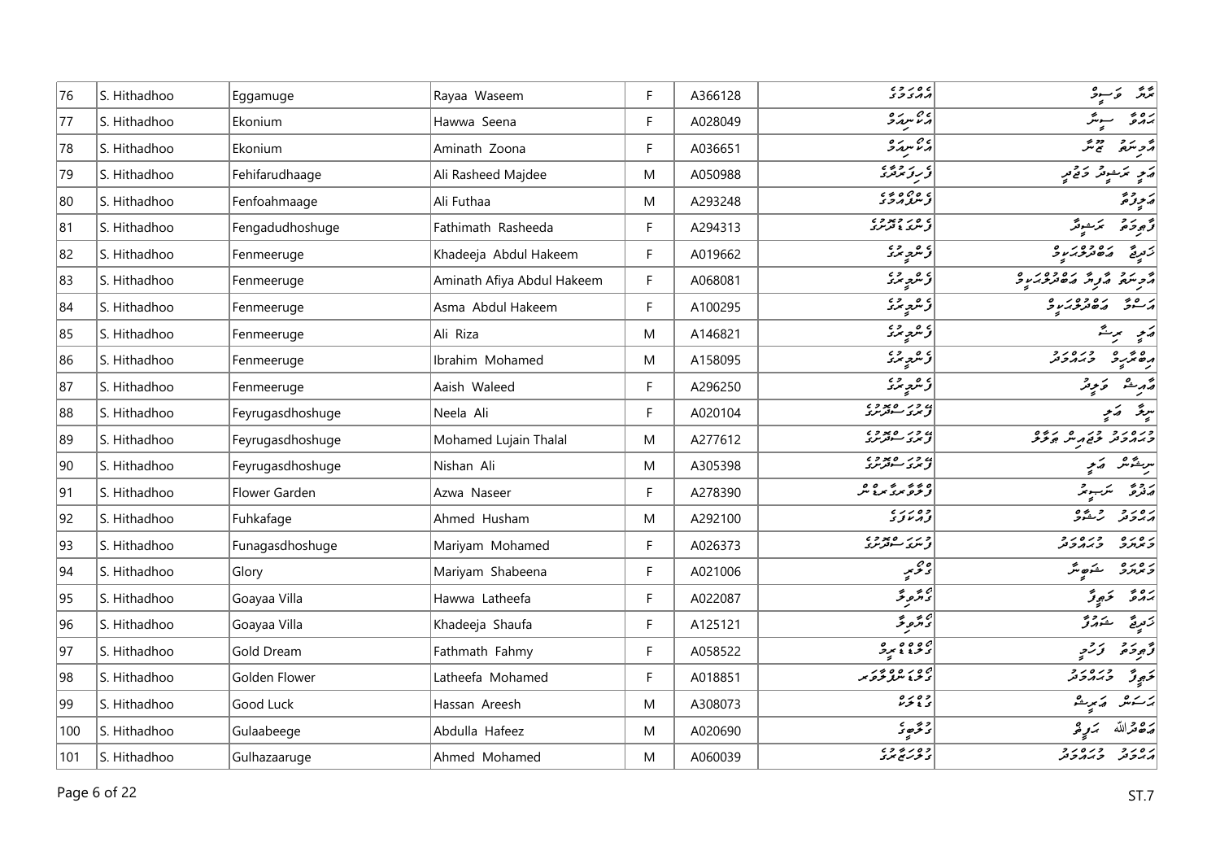| | | | | | | | |
|---|---|---|---|---|---|---|---|
| 76 | S. Hithadhoo | Eggamuge | Rayaa Waseem | F | A366128 | ގެއްގަމުގެ | ރާޔާ ވަސީމް |
| 77 | S. Hithadhoo | Ekonium | Hawwa Seena | F | A028049 | އެކޮނިއަމް | ހައްވާ ސީނާ |
| 78 | S. Hithadhoo | Ekonium | Aminath Zoona | F | A036651 | އެކޮނިއަމް | އާމިނަތު ޒޫނާ |
| 79 | S. Hithadhoo | Fehifarudhaage | Ali Rasheed Majdee | M | A050988 | ފެހިފަރުދާގެ | އަލި ރަޝީދު މަޖްދީ |
| 80 | S. Hithadhoo | Fenfoahmaage | Ali Futhaa | M | A293248 | ފެންފޯއްމާގެ | އަލިފުތާ |
| 81 | S. Hithadhoo | Fengadudhoshuge | Fathimath Rasheeda | F | A294313 | ފެންގަދުދޮށުގެ | ފާތިމަތު ރަޝީދާ |
| 82 | S. Hithadhoo | Fenmeeruge | Khadeeja Abdul Hakeem | F | A019662 | ފެންމީރުގެ | ޚަދީޖާ އަބްދުލްޙަކީމް |
| 83 | S. Hithadhoo | Fenmeeruge | Aminath Afiya Abdul Hakeem | F | A068081 | ފެންމީރުގެ | އާމިނަތު އާފިޔާ އަބްދުލްޙަކީމް |
| 84 | S. Hithadhoo | Fenmeeruge | Asma Abdul Hakeem | F | A100295 | ފެންމީރުގެ | އަސްމާ އަބްދުލްޙަކީމް |
| 85 | S. Hithadhoo | Fenmeeruge | Ali Riza | M | A146821 | ފެންމީރުގެ | އަލި ރިޟާ |
| 86 | S. Hithadhoo | Fenmeeruge | Ibrahim Mohamed | M | A158095 | ފެންމީރުގެ | އިބްރާހީމް މުޙައްމަދު |
| 87 | S. Hithadhoo | Fenmeeruge | Aaish Waleed | F | A296250 | ފެންމީރުގެ | އާއިޝާ ވަލީދު |
| 88 | S. Hithadhoo | Feyrugasdhoshuge | Neela Ali | F | A020104 | ފޭރުގަސްދޮށުގެ | ނީލާ އަލި |
| 89 | S. Hithadhoo | Feyrugasdhoshuge | Mohamed Lujain Thalal | M | A277612 | ފޭރުގަސްދޮށުގެ | މުޙައްމަދު ލުޖައިން ތަލާލް |
| 90 | S. Hithadhoo | Feyrugasdhoshuge | Nishan Ali | M | A305398 | ފޭރުގަސްދޮށުގެ | ނިޝާން އަލި |
| 91 | S. Hithadhoo | Flower Garden | Azwa Naseer | F | A278390 | ފްލާވަރގާޑަން | އަޒުވާ ނަސީރު |
| 92 | S. Hithadhoo | Fuhkafage | Ahmed Husham | M | A292100 | ފުއްކަފަގެ | އަޙްމަދު ހުޝާމް |
| 93 | S. Hithadhoo | Funagasdhoshuge | Mariyam Mohamed | F | A026373 | ފުނަގަސްދޮށުގެ | މަރިޔަމް މުޙައްމަދު |
| 94 | S. Hithadhoo | Glory | Mariyam Shabeena | F | A021006 | ގްލޮރީ | މަރިޔަމް ޝަބީނާ |
| 95 | S. Hithadhoo | Goayaa Villa | Hawwa Latheefa | F | A022087 | ގޯޔާވިލާ | ހައްވާ ލަޠީފާ |
| 96 | S. Hithadhoo | Goayaa Villa | Khadeeja Shaufa | F | A125121 | ގޯޔާވިލާ | ޚަދީޖާ ޝައުފާ |
| 97 | S. Hithadhoo | Gold Dream | Fathmath Fahmy | F | A058522 | ގޯލްޑްޑްރީމް | ފާތިމަތު ފަހުމީ |
| 98 | S. Hithadhoo | Golden Flower | Latheefa Mohamed | F | A018851 | ގޯލްޑަންފްލާވަރ | ލަޠީފާ މުޙައްމަދު |
| 99 | S. Hithadhoo | Good Luck | Hassan Areesh | M | A308073 | ގުޑްލަކް | ހަސަން އަރީޝް |
| 100 | S. Hithadhoo | Gulaabeege | Abdulla Hafeez | M | A020690 | ގުލާބީގެ | އަބްދުﷲ ހަފީޒު |
| 101 | S. Hithadhoo | Gulhazaaruge | Ahmed Mohamed | M | A060039 | ގުޅަޒާރުގެ | އަޙްމަދު މުޙައްމަދު |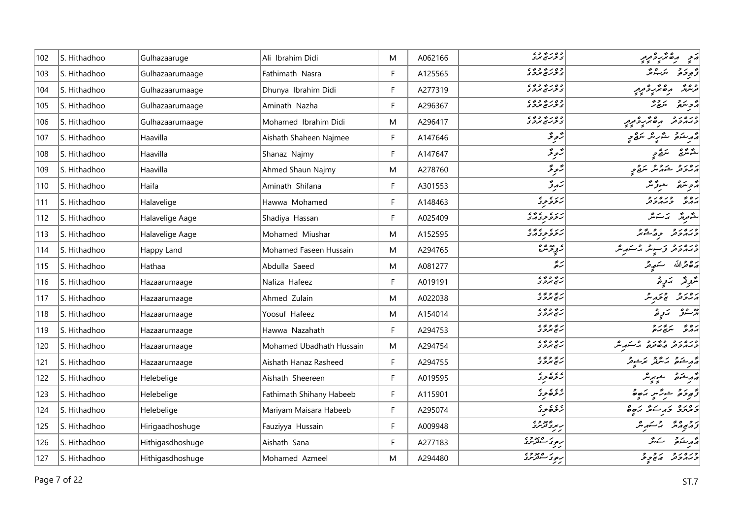| | | | | | | | |
|---|---|---|---|---|---|---|---|
| 102 | S. Hithadhoo | Gulhazaaruge | Ali Ibrahim Didi | M | A062166 | ގުޅަޒާރުގެ | އަލި އިބްރާހީމްދީދީ |
| 103 | S. Hithadhoo | Gulhazaarumaage | Fathimath Nasra | F | A125565 | ގުޅަޒާރުމާގެ | ފާތިމަތު ނަސްރާ |
| 104 | S. Hithadhoo | Gulhazaarumaage | Dhunya Ibrahim Didi | F | A277319 | ގުޅަޒާރުމާގެ | ދުންޔާ އިބްރާހީމްދީދީ |
| 105 | S. Hithadhoo | Gulhazaarumaage | Aminath Nazha | F | A296367 | ގުޅަޒާރުމާގެ | އާމިނަތު ނަޒްހާ |
| 106 | S. Hithadhoo | Gulhazaarumaage | Mohamed Ibrahim Didi | M | A296417 | ގުޅަޒާރުމާގެ | މުހައްމަދު އިބްރާހީމްދީދީ |
| 107 | S. Hithadhoo | Haavilla | Aishath Shaheen Najmee | F | A147646 | ހާވިލާ | އާއިޝަތު ޝާހީން ނަޖްމީ |
| 108 | S. Hithadhoo | Haavilla | Shanaz Najmy | F | A147647 | ހާވިލާ | ޝާނާޒް ނަޖްމީ |
| 109 | S. Hithadhoo | Haavilla | Ahmed Shaun Najmy | M | A278760 | ހާވިލާ | އަހުމަދު ޝައުން ނަޖްމީ |
| 110 | S. Hithadhoo | Haifa | Aminath Shifana | F | A301553 | ހައިފާ | އާމިނަތު ޝިފާނާ |
| 111 | S. Hithadhoo | Halavelige | Hawwa Mohamed | F | A148463 | ހަލަވެލިގެ | ހައްވާ މުހައްމަދު |
| 112 | S. Hithadhoo | Halavelige Aage | Shadiya Hassan | F | A025409 | ހަލަވެލިގެއާގެ | ޝާދިޔާ ހަސަން |
| 113 | S. Hithadhoo | Halavelige Aage | Mohamed Miushar | M | A152595 | ހަލަވެލިގެއާގެ | މުހައްމަދު މިއުޝާރު |
| 114 | S. Hithadhoo | Happy Land | Mohamed Faseen Hussain | M | A294765 | ހެޕީލޭންޑް | މުހައްމަދު ފަސީން ހުސައިން |
| 115 | S. Hithadhoo | Hathaa | Abdulla Saeed | M | A081277 | ހަތާ | އަބްދުﷲ ސައީދު |
| 116 | S. Hithadhoo | Hazaarumaage | Nafiza Hafeez | F | A019191 | ހަޒާރުމާގެ | ނާފިޒާ ހަފީޒު |
| 117 | S. Hithadhoo | Hazaarumaage | Ahmed Zulain | M | A022038 | ހަޒާރުމާގެ | އަހުމަދު ޒުލައިން |
| 118 | S. Hithadhoo | Hazaarumaage | Yoosuf Hafeez | M | A154014 | ހަޒާރުމާގެ | ޔޫސުފް ހަފީޒު |
| 119 | S. Hithadhoo | Hazaarumaage | Hawwa Nazahath | F | A294753 | ހަޒާރުމާގެ | ހައްވާ ނަޒާހަތު |
| 120 | S. Hithadhoo | Hazaarumaage | Mohamed Ubadhath Hussain | M | A294754 | ހަޒާރުމާގެ | މުހައްމަދު އުބާދަތު ހުސައިން |
| 121 | S. Hithadhoo | Hazaarumaage | Aishath Hanaz Rasheed | F | A294755 | ހަޒާރުމާގެ | އާއިޝަތު ހަނާޒު ރަޝީދު |
| 122 | S. Hithadhoo | Helebelige | Aishath Sheereen | F | A019595 | ހެލެބެލިގެ | އާއިޝަތު ޝީރީން |
| 123 | S. Hithadhoo | Helebelige | Fathimath Shihany Habeeb | F | A115901 | ހެލެބެލިގެ | ފާތިމަތު ޝިހާނީ ހަބީބު |
| 124 | S. Hithadhoo | Helebelige | Mariyam Maisara Habeeb | F | A295074 | ހެލެބެލިގެ | މަރިޔަމް މައިސަރާ ހަބީބު |
| 125 | S. Hithadhoo | Hirigaadhoshuge | Fauziyya Hussain | F | A009948 | ހިރިގާދޮށުގެ | ފައުޒިއްޔާ ހުސައިން |
| 126 | S. Hithadhoo | Hithigasdhoshuge | Aishath Sana | F | A277183 | ހިތިގަސްދޮށުގެ | އާއިޝަތު ސަނާ |
| 127 | S. Hithadhoo | Hithigasdhoshuge | Mohamed Azmeel | M | A294480 | ހިތިގަސްދޮށުގެ | މުހައްމަދު އަޒްމީލް |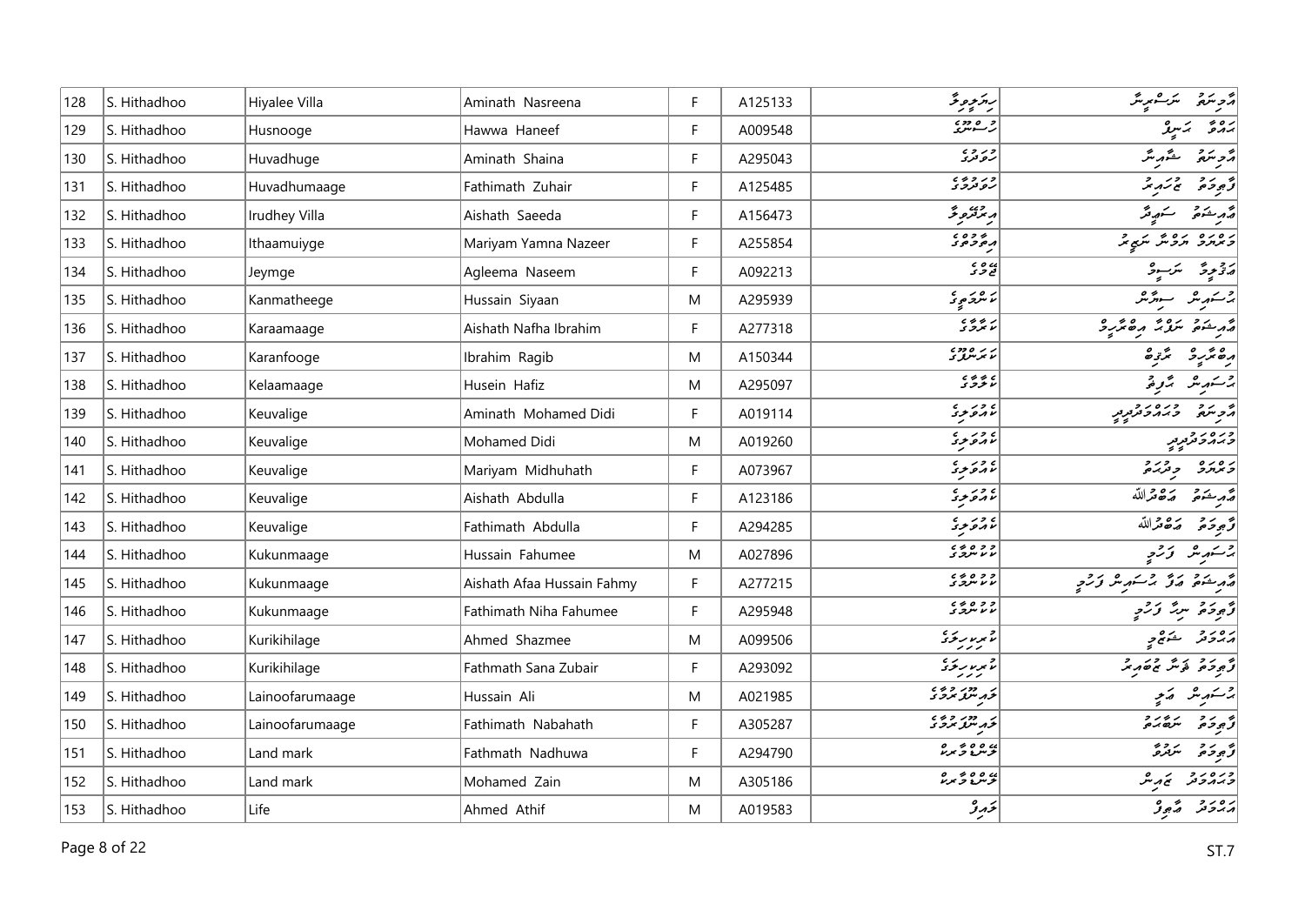| | | | | | | | |
|---|---|---|---|---|---|---|---|
| 128 | S. Hithadhoo | Hiyalee Villa | Aminath Nasreena | F | A125133 | ރިޔަލީވިލާ | އާމިނަތު ނަސްރީނާ |
| 129 | S. Hithadhoo | Husnooge | Hawwa Haneef | F | A009548 | ހުސްނޫގެ | ހައްވާ ހަނީފު |
| 130 | S. Hithadhoo | Huvadhuge | Aminath Shaina | F | A295043 | ހުވަދުގެ | އާމިނަތު ޝާއިނާ |
| 131 | S. Hithadhoo | Huvadhumaage | Fathimath Zuhair | F | A125485 | ހުވަދުމާގެ | ފާތިމަތު ޒުހައިރު |
| 132 | S. Hithadhoo | Irudhey Villa | Aishath Saeeda | F | A156473 | އިރުދޭވިލާ | އާއިޝަތު ސަޢީދާ |
| 133 | S. Hithadhoo | Ithaamuiyge | Mariyam Yamna Nazeer | F | A255854 | އިތާމުއިގެ | މަރިޔަމް ޔަމްނާ ނަޒީރު |
| 134 | S. Hithadhoo | Jeymge | Agleema Naseem | F | A092213 | ޖޭމްގެ | އަގްލީމާ ނަސީމް |
| 135 | S. Hithadhoo | Kanmatheege | Hussain Siyaan | M | A295939 | ކަންމަތީގެ | ހުސައިން ސިޔާން |
| 136 | S. Hithadhoo | Karaamaage | Aishath Nafha Ibrahim | F | A277318 | ކަރާމާގެ | އާއިޝަތު ނަފްހާ އިބްރާހިމް |
| 137 | S. Hithadhoo | Karanfooge | Ibrahim Ragib | M | A150344 | ކަރަންފޫގެ | އިބްރާހިމް ރާގިބު |
| 138 | S. Hithadhoo | Kelaamaage | Husein Hafiz | M | A295097 | ކެލާމާގެ | ހުސައިން ހާފިޒު |
| 139 | S. Hithadhoo | Keuvalige | Aminath Mohamed Didi | F | A019114 | ކެއުވަލިގެ | އާމިނަތު މުހައްމަދުދީދީ |
| 140 | S. Hithadhoo | Keuvalige | Mohamed Didi | M | A019260 | ކެއުވަލިގެ | މުހައްމަދުދީދީ |
| 141 | S. Hithadhoo | Keuvalige | Mariyam Midhuhath | F | A073967 | ކެއުވަލިގެ | މަރިޔަމް މިދުހަތު |
| 142 | S. Hithadhoo | Keuvalige | Aishath Abdulla | F | A123186 | ކެއުވަލިގެ | އާއިޝަތު އަބްދުﷲ |
| 143 | S. Hithadhoo | Keuvalige | Fathimath Abdulla | F | A294285 | ކެއުވަލިގެ | ފާތިމަތު އަބްދުﷲ |
| 144 | S. Hithadhoo | Kukunmaage | Hussain Fahumee | M | A027896 | ކުކުންމާގެ | ހުސައިން ފަހުމީ |
| 145 | S. Hithadhoo | Kukunmaage | Aishath Afaa Hussain Fahmy | F | A277215 | ކުކުންމާގެ | އާއިޝަތު އަފާ ހުސައިން ފަހުމީ |
| 146 | S. Hithadhoo | Kukunmaage | Fathimath Niha Fahumee | F | A295948 | ކުކުންމާގެ | ފާތިމަތު ނިހާ ފަހުމީ |
| 147 | S. Hithadhoo | Kurikihilage | Ahmed Shazmee | M | A099506 | ކުރިކިހިލަގެ | އަހްމަދު ޝަޒްމީ |
| 148 | S. Hithadhoo | Kurikihilage | Fathmath Sana Zubair | F | A293092 | ކުރިކިހިލަގެ | ފާތިމަތު ޝަނާ ޒުބައިރު |
| 149 | S. Hithadhoo | Lainoofarumaage | Hussain Ali | M | A021985 | ލައިނޫފަރުމާގެ | ހުސައިން ޢަލީ |
| 150 | S. Hithadhoo | Lainoofarumaage | Fathimath Nabahath | F | A305287 | ލައިނޫފަރުމާގެ | ފާތިމަތު ނަބަހާތު |
| 151 | S. Hithadhoo | Land mark | Fathmath Nadhuwa | F | A294790 | ލޭންޑްމާރކް | ފާތިމަތު ނަދުވާ |
| 152 | S. Hithadhoo | Land mark | Mohamed Zain | M | A305186 | ލޭންޑްމާރކް | މުހައްމަދު ޒައިން |
| 153 | S. Hithadhoo | Life | Ahmed Athif | M | A019583 | ލައިފް | އަހްމަދު އާތިފު |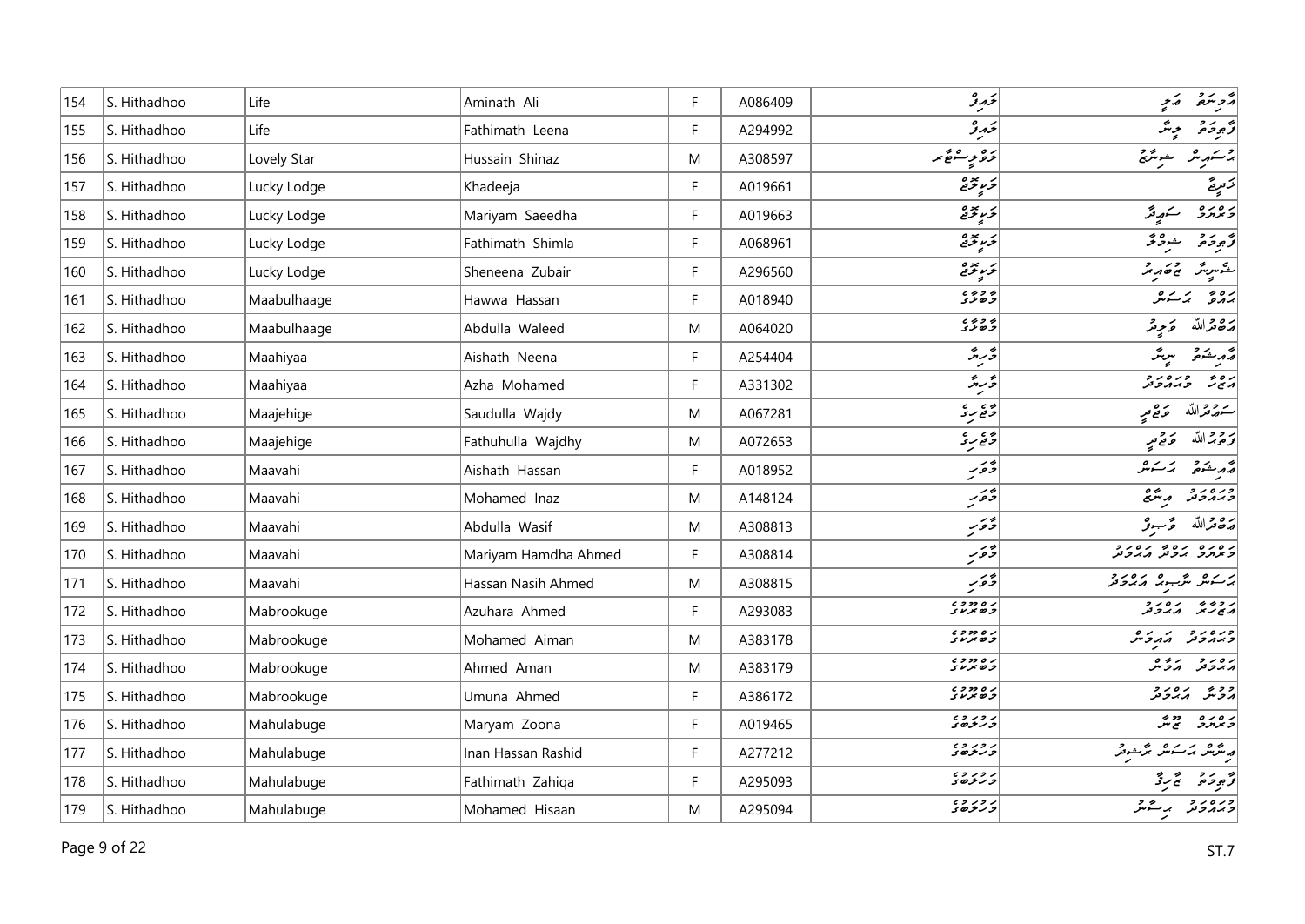| | | | | | | | |
|---|---|---|---|---|---|---|---|
| 154 | S. Hithadhoo | Life | Aminath Ali | F | A086409 | ލައިފް | އާމިނަތު އަލީ |
| 155 | S. Hithadhoo | Life | Fathimath Leena | F | A294992 | ލައިފް | ފާތިމަތު ލީނާ |
| 156 | S. Hithadhoo | Lovely Star | Hussain Shinaz | M | A308597 | ލަވްލީސްޓާރ | ހުސައިން ޝިނާޒް |
| 157 | S. Hithadhoo | Lucky Lodge | Khadeeja | F | A019661 | ލަކީލޮޖް | ޚަދީޖާ |
| 158 | S. Hithadhoo | Lucky Lodge | Mariyam Saeedha | F | A019663 | ލަކީލޮޖް | މަރިޔަމް ސަޢީދާ |
| 159 | S. Hithadhoo | Lucky Lodge | Fathimath Shimla | F | A068961 | ލަކީލޮޖް | ފާތިމަތު ޝިމްލާ |
| 160 | S. Hithadhoo | Lucky Lodge | Sheneena Zubair | F | A296560 | ލަކީލޮޖް | ޝެނީނާ ޒުބައިރު |
| 161 | S. Hithadhoo | Maabulhaage | Hawwa Hassan | F | A018940 | މާބުޅާގެ | ހައްވާ ހަސަން |
| 162 | S. Hithadhoo | Maabulhaage | Abdulla Waleed | M | A064020 | މާބުޅާގެ | އަބްދުﷲ ވަލީދު |
| 163 | S. Hithadhoo | Maahiyaa | Aishath Neena | F | A254404 | މާހިޔާ | އާއިޝަތު ނީނާ |
| 164 | S. Hithadhoo | Maahiyaa | Azha Mohamed | F | A331302 | މާހިޔާ | އަޒްހާ މުޙައްމަދު |
| 165 | S. Hithadhoo | Maajehige | Saudulla Wajdy | M | A067281 | މާޖެހިގެ | ސައުދުﷲ ވަޖްދީ |
| 166 | S. Hithadhoo | Maajehige | Fathuhulla Wajdhy | M | A072653 | މާޖެހިގެ | ފަތުހުﷲ ވަޖްދީ |
| 167 | S. Hithadhoo | Maavahi | Aishath Hassan | F | A018952 | މާވަހި | އާއިޝަތު ހަސަން |
| 168 | S. Hithadhoo | Maavahi | Mohamed Inaz | M | A148124 | މާވަހި | މުޙައްމަދު އިނާޒް |
| 169 | S. Hithadhoo | Maavahi | Abdulla Wasif | M | A308813 | މާވަހި | އަބްދުﷲ ވާސިފް |
| 170 | S. Hithadhoo | Maavahi | Mariyam Hamdha Ahmed | F | A308814 | މާވަހި | މަރިޔަމް ހަމްދާ އަޙްމަދު |
| 171 | S. Hithadhoo | Maavahi | Hassan Nasih Ahmed | M | A308815 | މާވަހި | ހަސަން ނާޞިޙް އަޙްމަދު |
| 172 | S. Hithadhoo | Mabrookuge | Azuhara Ahmed | F | A293083 | މަބްރޫކުގެ | އަޒުހާރާ އަޙްމަދު |
| 173 | S. Hithadhoo | Mabrookuge | Mohamed Aiman | M | A383178 | މަބްރޫކުގެ | މުޙައްމަދު އައިމަން |
| 174 | S. Hithadhoo | Mabrookuge | Ahmed Aman | M | A383179 | މަބްރޫކުގެ | އަޙްމަދު އަމާން |
| 175 | S. Hithadhoo | Mabrookuge | Umuna Ahmed | F | A386172 | މަބްރޫކުގެ | އުމުނާ އަޙްމަދު |
| 176 | S. Hithadhoo | Mahulabuge | Maryam Zoona | F | A019465 | މަހުލަބުގެ | މަރިޔަމް ޒޫނާ |
| 177 | S. Hithadhoo | Mahulabuge | Inan Hassan Rashid | F | A277212 | މަހުލަބުގެ | އިނާން ހަސަން ރާޝިދު |
| 178 | S. Hithadhoo | Mahulabuge | Fathimath Zahiqa | F | A295093 | މަހުލަބުގެ | ފާތިމަތު ޒާހިޤާ |
| 179 | S. Hithadhoo | Mahulabuge | Mohamed Hisaan | M | A295094 | މަހުލަބުގެ | މުޙައްމަދު ހިސާން |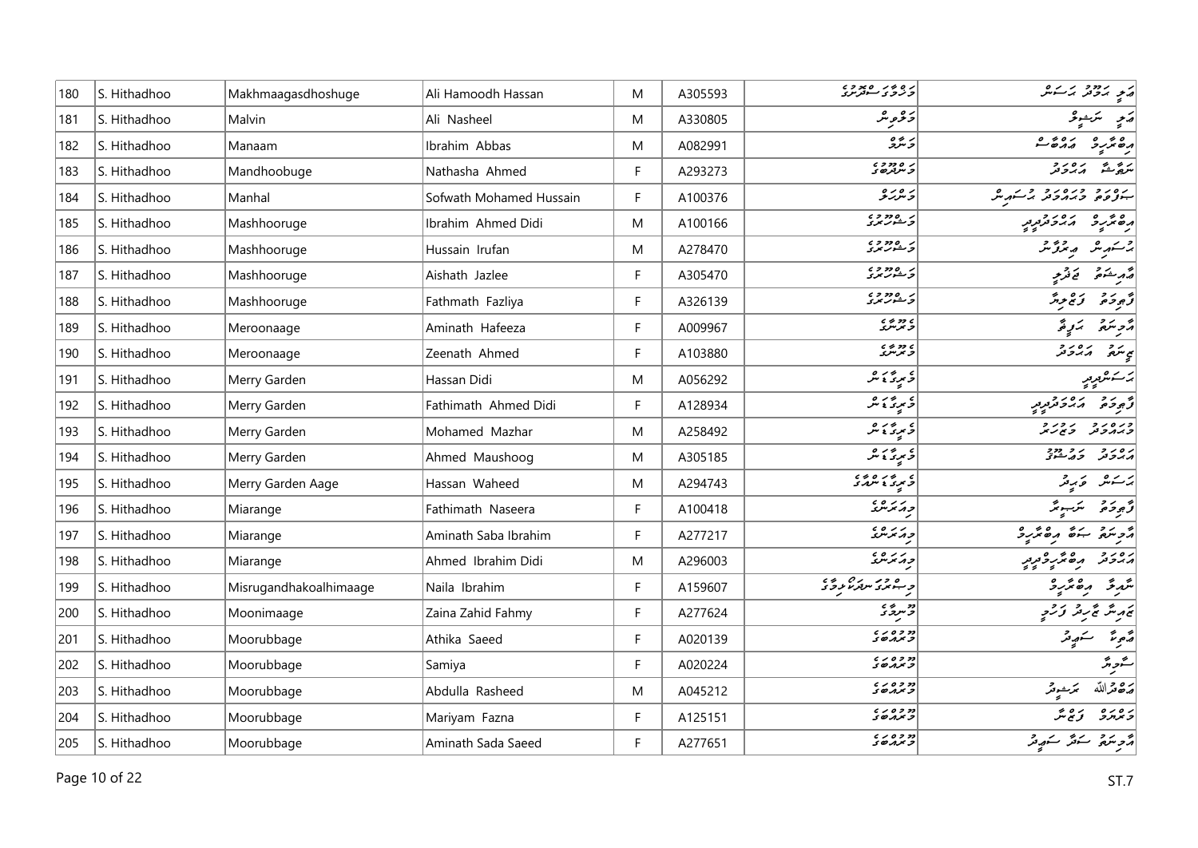| | | | | | | | |
|---|---|---|---|---|---|---|---|
| 180 | S. Hithadhoo | Makhmaagasdhoshuge | Ali Hamoodh Hassan | M | A305593 | ޮަޚްމާގަސްދޮށުގެ | ައލީ ހަމޫދު ހަސަން |
| 181 | S. Hithadhoo | Malvin | Ali Nasheel | M | A330805 | މަލްވިން | ައލީ ނަޝީލް |
| 182 | S. Hithadhoo | Manaam | Ibrahim Abbas | M | A082991 | މަނާމް | އިބްރާހީމް އައްބާސް |
| 183 | S. Hithadhoo | Mandhoobuge | Nathasha Ahmed | F | A293273 | މަންދޫބުގެ | ނަތާޝާ އަހްމަދު |
| 184 | S. Hithadhoo | Manhal | Sofwath Mohamed Hussain | F | A100376 | މަންހަލް | ސަފްވަތު މުހައްމަދު ހުސައިން |
| 185 | S. Hithadhoo | Mashhooruge | Ibrahim Ahmed Didi | M | A100166 | މަޝްހޫރުގެ | އިބްރާހީމް އަހްމަދުދީދީ |
| 186 | S. Hithadhoo | Mashhooruge | Hussain Irufan | M | A278470 | މަޝްހޫރުގެ | ހުސައިން އިރުފާން |
| 187 | S. Hithadhoo | Mashhooruge | Aishath Jazlee | F | A305470 | މަޝްހޫރުގެ | އާއިޝަތު ޖަޒްލީ |
| 188 | S. Hithadhoo | Mashhooruge | Fathmath Fazliya | F | A326139 | މަޝްހޫރުގެ | ފާތިމަތު ފަޟްލިޔާ |
| 189 | S. Hithadhoo | Meroonaage | Aminath Hafeeza | F | A009967 | މެރޫނާގެ | އާމިނަތު ހަފީޒާ |
| 190 | S. Hithadhoo | Meroonaage | Zeenath Ahmed | F | A103880 | މެރޫނާގެ | ޒީނަތު އަހްމަދު |
| 191 | S. Hithadhoo | Merry Garden | Hassan Didi | M | A056292 | މެރީގާޑަން | ހަސަންދީދީ |
| 192 | S. Hithadhoo | Merry Garden | Fathimath Ahmed Didi | F | A128934 | މެރީގާޑަން | ފާތިމަތު އަހްމަދުދީދީ |
| 193 | S. Hithadhoo | Merry Garden | Mohamed Mazhar | M | A258492 | މެރީގާޑަން | މުހައްމަދު މަޒްހަރު |
| 194 | S. Hithadhoo | Merry Garden | Ahmed Maushoog | M | A305185 | މެރީގާޑަން | އަހްމަދު މައުޝޫގު |
| 195 | S. Hithadhoo | Merry Garden Aage | Hassan Waheed | M | A294743 | މެރީގާޑަންއާގެ | ހަސަން ވަހީދު |
| 196 | S. Hithadhoo | Miarange | Fathimath Naseera | F | A100418 | މިއަރަންގެ | ފާތިމަތު ނަސީރާ |
| 197 | S. Hithadhoo | Miarange | Aminath Saba Ibrahim | F | A277217 | މިއަރަންގެ | އާމިނަތު ސަބާ އިބްރާހީމް |
| 198 | S. Hithadhoo | Miarange | Ahmed Ibrahim Didi | M | A296003 | މިއަރަންގެ | އަހްމަދު އިބްރާހީމްދީދީ |
| 199 | S. Hithadhoo | Misrugandhakoalhimaage | Naila Ibrahim | F | A159607 | މިސްރުގަނޑަކޮޅިމާގެ | ނާއިލާ އިބްރާހީމް |
| 200 | S. Hithadhoo | Moonimaage | Zaina Zahid Fahmy | F | A277624 | މޫނިމާގެ | ޒައިނާ ޒާހިދު ފަހުމީ |
| 201 | S. Hithadhoo | Moorubbage | Athika Saeed | F | A020139 | މޫރުއްބަގެ | އާތިކާ ސައީދު |
| 202 | S. Hithadhoo | Moorubbage | Samiya | F | A020224 | މޫރުއްބަގެ | ސާމިޔާ |
| 203 | S. Hithadhoo | Moorubbage | Abdulla Rasheed | M | A045212 | މޫރުއްބަގެ | އަބްދުﷲ ރަޝީދު |
| 204 | S. Hithadhoo | Moorubbage | Mariyam Fazna | F | A125151 | މޫރުއްބަގެ | މަރިޔަމް ފަޒްނާ |
| 205 | S. Hithadhoo | Moorubbage | Aminath Sada Saeed | F | A277651 | މޫރުއްބަގެ | އާމިނަތު ސައދާ ސައީދު |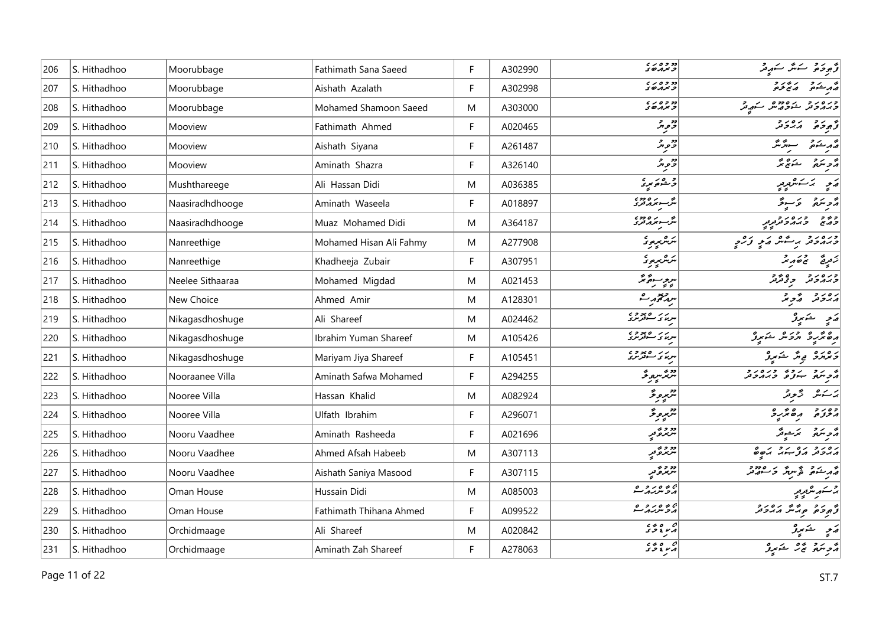| | | | | | | | |
|---|---|---|---|---|---|---|---|
| 206 | S. Hithadhoo | Moorubbage | Fathimath Sana Saeed | F | A302990 | ދުރުއްބަގެ | ފާތިމަތު ސަނާ ސައީދު |
| 207 | S. Hithadhoo | Moorubbage | Aishath Azalath | F | A302998 | ދުރުއްބަގެ | އައިޝަތު އަޒާލަތު |
| 208 | S. Hithadhoo | Moorubbage | Mohamed Shamoon Saeed | M | A303000 | ދުރުއްބަގެ | މުހައްމަދު ޝަމްޢޫން ސައީދު |
| 209 | S. Hithadhoo | Mooview | Fathimath Ahmed | F | A020465 | މޫވިއު | ފާތިމަތު އަހުމަދު |
| 210 | S. Hithadhoo | Mooview | Aishath Siyana | F | A261487 | މޫވިއު | އައިޝަތު ސިޔާނާ |
| 211 | S. Hithadhoo | Mooview | Aminath Shazra | F | A326140 | މޫވިއު | އާމިނަތު ޝަޒްރާ |
| 212 | S. Hithadhoo | Mushthareege | Ali Hassan Didi | M | A036385 | މުޝްތަރީގެ | އަލި ހަސަންދީދީ |
| 213 | S. Hithadhoo | Naasiradhdhooge | Aminath Waseela | F | A018897 | ނާސިރައްދޫގެ | އާމިނަތު ވަސީލާ |
| 214 | S. Hithadhoo | Naasiradhdhooge | Muaz Mohamed Didi | M | A364187 | ނާސިރައްދޫގެ | މުޢާޒު މުހައްމަދުދީދީ |
| 215 | S. Hithadhoo | Nanreethige | Mohamed Hisan Ali Fahmy | M | A277908 | ނަންރީތިގެ | މުހައްމަދު ހިސާން އަލީ ފަހުމީ |
| 216 | S. Hithadhoo | Nanreethige | Khadheeja Zubair | F | A307951 | ނަންރީތިގެ | ޚަދީޖާ ޒުބައިރު |
| 217 | S. Hithadhoo | Neelee Sithaaraa | Mohamed Migdad | M | A021453 | ނީލީސިތާރާ | މުހައްމަދު މިގްދާދު |
| 218 | S. Hithadhoo | New Choice | Ahmed Amir | M | A128301 | ނިއުޗޮއިސް | އަހުމަދު އާމިރު |
| 219 | S. Hithadhoo | Nikagasdhoshuge | Ali Shareef | M | A024462 | ނިކަގަސްދޮށުގެ | އަލި ޝަރީފު |
| 220 | S. Hithadhoo | Nikagasdhoshuge | Ibrahim Yuman Shareef | M | A105426 | ނިކަގަސްދޮށުގެ | އިބްރާހިމް ޔޫމަން ޝަރީފު |
| 221 | S. Hithadhoo | Nikagasdhoshuge | Mariyam Jiya Shareef | F | A105451 | ނިކަގަސްދޮށުގެ | މަރިޔަމް ޖިޔާ ޝަރީފު |
| 222 | S. Hithadhoo | Nooraanee Villa | Aminath Safwa Mohamed | F | A294255 | ނޫރާނީވިލާ | އާމިނަތު ސަފްވާ މުހައްމަދު |
| 223 | S. Hithadhoo | Nooree Villa | Hassan Khalid | M | A082924 | ނޫރީވިލާ | ހަސަން ޚާލިދު |
| 224 | S. Hithadhoo | Nooree Villa | Ulfath Ibrahim | F | A296071 | ނޫރީވިލާ | އުލްފަތު އިބްރާހިމް |
| 225 | S. Hithadhoo | Nooru Vaadhee | Aminath Rasheeda | F | A021696 | ނޫރުވާދީ | އާމިނަތު ރަޝީދާ |
| 226 | S. Hithadhoo | Nooru Vaadhee | Ahmed Afsah Habeeb | M | A307113 | ނޫރުވާދީ | އަހުމަދު އަފްސަހު ހަބީބު |
| 227 | S. Hithadhoo | Nooru Vaadhee | Aishath Saniya Masood | F | A307115 | ނޫރުވާދީ | އައިޝަތު ސާނިޔާ މަސްޢޫދު |
| 228 | S. Hithadhoo | Oman House | Hussain Didi | M | A085003 | އޯމަންހައުސް | ހުސައިންދީދީ |
| 229 | S. Hithadhoo | Oman House | Fathimath Thihana Ahmed | F | A099522 | އޯމަންހައުސް | ފާތިމަތު ތިހާނާ އަހުމަދު |
| 230 | S. Hithadhoo | Orchidmaage | Ali Shareef | M | A020842 | އޯކިޑްމާގެ | އަލި ޝަރީފު |
| 231 | S. Hithadhoo | Orchidmaage | Aminath Zah Shareef | F | A278063 | އޯކިޑްމާގެ | އާމިނަތު ޒާހް ޝަރީފު |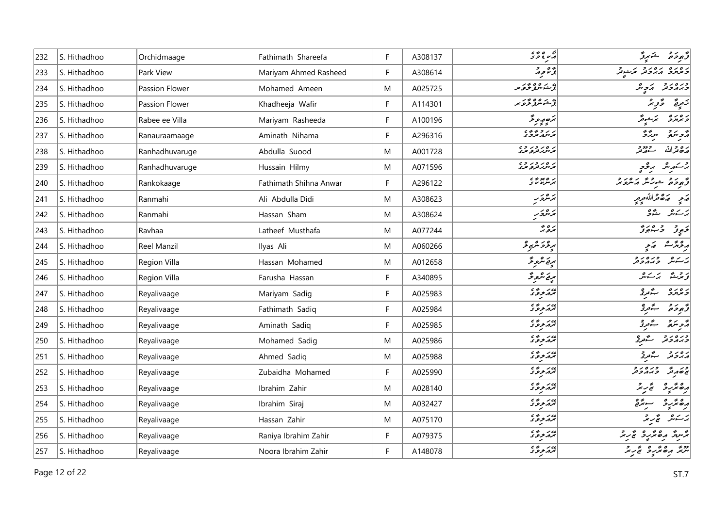| | | | | | | | |
|---|---|---|---|---|---|---|---|
| 232 | S. Hithadhoo | Orchidmaage | Fathimath Shareefa | F | A308137 | �院ރކިޑްމާގެ | ފާތިމަތު ޝަރީފާ |
| 233 | S. Hithadhoo | Park View | Mariyam Ahmed Rasheed | F | A308614 | ޕާކްވިއު | މަރިޔަމް އަޙްމަދު ރަޝީދު |
| 234 | S. Hithadhoo | Passion Flower | Mohamed Ameen | M | A025725 | ޕެޝަންފްލަވަރ | މުޙައްމަދު އަމީން |
| 235 | S. Hithadhoo | Passion Flower | Khadheeja Wafir | F | A114301 | ޕެޝަންފްލަވަރ | ޚަދީޖާ ވާފިރު |
| 236 | S. Hithadhoo | Rabee ee Villa | Mariyam Rasheeda | F | A100196 | ރަބީޢީވިލާ | މަރިޔަމް ރަޝީދާ |
| 237 | S. Hithadhoo | Ranauraamaage | Aminath Nihama | F | A296316 | ރަނައުރާމާގެ | އާމިނަތު ނިހާމާ |
| 238 | S. Hithadhoo | Ranhadhuvaruge | Abdulla Suood | M | A001728 | ރަންހަދުވަރުގެ | އަބްދުﷲ ސުޢޫދު |
| 239 | S. Hithadhoo | Ranhadhuvaruge | Hussain Hilmy | M | A071596 | ރަންހަދުވަރުގެ | ޙުސައިން ހިލްމީ |
| 240 | S. Hithadhoo | Rankokaage | Fathimath Shihna Anwar | F | A296122 | ރަންކޮކާގެ | ފާތިމަތު ޝިހްނާ އަންވަރު |
| 241 | S. Hithadhoo | Ranmahi | Ali Abdulla Didi | M | A308623 | ރަންމަހި | އަލި އަބްދުﷲދީދީ |
| 242 | S. Hithadhoo | Ranmahi | Hassan Sham | M | A308624 | ރަންމަހި | ހަސަން ޝާމް |
| 243 | S. Hithadhoo | Ravhaa | Latheef Musthafa | M | A077244 | ރަވްހާ | ލަތީފު މުސްތަފާ |
| 244 | S. Hithadhoo | Reel Manzil | Ilyas Ali | M | A060266 | ރީލްމަންޒިލް | އިލްޔާސް އަލި |
| 245 | S. Hithadhoo | Region Villa | Hassan Mohamed | M | A012658 | ރީޖަންވިލާ | ހަސަން މުޙައްމަދު |
| 246 | S. Hithadhoo | Region Villa | Farusha Hassan | F | A340895 | ރީޖަންވިލާ | ފަރުޝާ ހަސަން |
| 247 | S. Hithadhoo | Reyalivaage | Mariyam Sadig | F | A025983 | ރެޔަލިވާގެ | މަރިޔަމް ސާދިގު |
| 248 | S. Hithadhoo | Reyalivaage | Fathimath Sadiq | F | A025984 | ރެޔަލިވާގެ | ފާތިމަތު ސާދިގު |
| 249 | S. Hithadhoo | Reyalivaage | Aminath Sadiq | F | A025985 | ރެޔަލިވާގެ | އާމިނަތު ސާދިގު |
| 250 | S. Hithadhoo | Reyalivaage | Mohamed Sadig | M | A025986 | ރެޔަލިވާގެ | މުޙައްމަދު ސާދިގު |
| 251 | S. Hithadhoo | Reyalivaage | Ahmed Sadiq | M | A025988 | ރެޔަލިވާގެ | އަޙްމަދު ސާދިގު |
| 252 | S. Hithadhoo | Reyalivaage | Zubaidha Mohamed | F | A025990 | ރެޔަލިވާގެ | ޒުބައިދާ މުޙައްމަދު |
| 253 | S. Hithadhoo | Reyalivaage | Ibrahim Zahir | M | A028140 | ރެޔަލިވާގެ | އިބްރާހިމް ޒާހިރު |
| 254 | S. Hithadhoo | Reyalivaage | Ibrahim Siraj | M | A032427 | ރެޔަލިވާގެ | އިބްރާހިމް ސިރާޖު |
| 255 | S. Hithadhoo | Reyalivaage | Hassan Zahir | M | A075170 | ރެޔަލިވާގެ | ހަސަން ޒާހިރު |
| 256 | S. Hithadhoo | Reyalivaage | Raniya Ibrahim Zahir | F | A079375 | ރެޔަލިވާގެ | ރާނިޔާ އިބްރާހިމް ޒާހިރު |
| 257 | S. Hithadhoo | Reyalivaage | Noora Ibrahim Zahir | F | A148078 | ރެޔަލިވާގެ | ނޫރާ އިބްރާހިމް ޒާހިރު |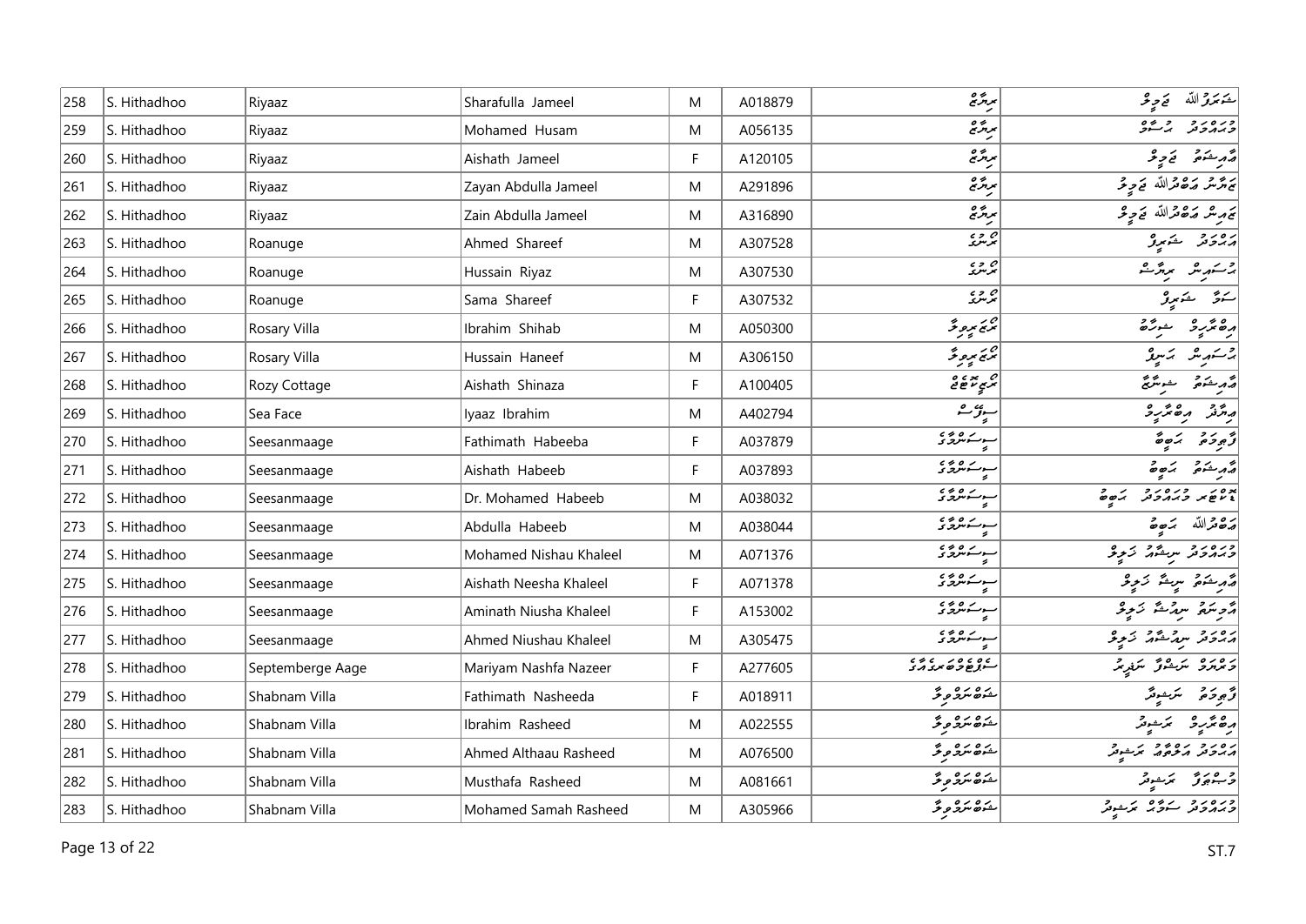| | | | | | | | |
|---|---|---|---|---|---|---|---|
| 258 | S. Hithadhoo | Riyaaz | Sharafulla Jameel | M | A018879 | ބިރާޒް | ޝަރަފުﷲ ޖަމީލް |
| 259 | S. Hithadhoo | Riyaaz | Mohamed Husam | M | A056135 | ބިރާޒް | މުހައްމަދު ހުސާމް |
| 260 | S. Hithadhoo | Riyaaz | Aishath Jameel | F | A120105 | ބިރާޒް | އާއިޝަތު ޖަމީލް |
| 261 | S. Hithadhoo | Riyaaz | Zayan Abdulla Jameel | M | A291896 | ބިރާޒް | ޒަޔާން އަބްދުﷲ ޖަމީލް |
| 262 | S. Hithadhoo | Riyaaz | Zain Abdulla Jameel | M | A316890 | ބިރާޒް | ޒައިން އަބްދުﷲ ޖަމީލް |
| 263 | S. Hithadhoo | Roanuge | Ahmed Shareef | M | A307528 | ރޯނުގެ | އަހްމަދު ޝަރީފް |
| 264 | S. Hithadhoo | Roanuge | Hussain Riyaz | M | A307530 | ރޯނުގެ | ހުސައިން ރިޔާޒް |
| 265 | S. Hithadhoo | Roanuge | Sama Shareef | F | A307532 | ރޯނުގެ | ސަމާ ޝަރީފް |
| 266 | S. Hithadhoo | Rosary Villa | Ibrahim Shihab | M | A050300 | ރޯޒަރީވިލާ | އިބްރާހީމް ޝިހާބް |
| 267 | S. Hithadhoo | Rosary Villa | Hussain Haneef | M | A306150 | ރޯޒަރީވިލާ | ހުސައިން ހަނީފް |
| 268 | S. Hithadhoo | Rozy Cottage | Aishath Shinaza | F | A100405 | ރޯޒީކޮޓޭޖް | އާއިޝަތު ޝިނާޒާ |
| 269 | S. Hithadhoo | Sea Face | Iyaaz Ibrahim | M | A402794 | ސީފޭސް | އިޔާޒު އިބްރާހީމް |
| 270 | S. Hithadhoo | Seesanmaage | Fathimath Habeeba | F | A037879 | ސީސަންމާގެ | ފާތިމަތު ހަބީބާ |
| 271 | S. Hithadhoo | Seesanmaage | Aishath Habeeb | F | A037893 | ސީސަންމާގެ | އާއިޝަތު ހަބީބް |
| 272 | S. Hithadhoo | Seesanmaage | Dr. Mohamed Habeeb | M | A038032 | ސީސަންމާގެ | ޑޮކްޓަރ މުހައްމަދު ހަބީބް |
| 273 | S. Hithadhoo | Seesanmaage | Abdulla Habeeb | M | A038044 | ސީސަންމާގެ | އަބްދުﷲ ހަބީބް |
| 274 | S. Hithadhoo | Seesanmaage | Mohamed Nishau Khaleel | M | A071376 | ސީސަންމާގެ | މުހައްމަދު ނިޝާއު ޚަލީލް |
| 275 | S. Hithadhoo | Seesanmaage | Aishath Neesha Khaleel | F | A071378 | ސީސަންމާގެ | އާއިޝަތު ނީޝާ ޚަލީލް |
| 276 | S. Hithadhoo | Seesanmaage | Aminath Niusha Khaleel | F | A153002 | ސީސަންމާގެ | އާމިނަތު ނިއުޝާ ޚަލީލް |
| 277 | S. Hithadhoo | Seesanmaage | Ahmed Niushau Khaleel | M | A305475 | ސީސަންމާގެ | އަހްމަދު ނިއުޝާއު ޚަލީލް |
| 278 | S. Hithadhoo | Septemberge Aage | Mariyam Nashfa Nazeer | F | A277605 | ސެޕްޓެމްބަރގެ އާގެ | މަރިޔަމް ނަޝްފާ ނަޒީރު |
| 279 | S. Hithadhoo | Shabnam Villa | Fathimath Nasheeda | F | A018911 | ޝަބްނަމްވިލާ | ފާތިމަތު ނަޝީދާ |
| 280 | S. Hithadhoo | Shabnam Villa | Ibrahim Rasheed | M | A022555 | ޝަބްނަމްވިލާ | އިބްރާހީމް ރަޝީދު |
| 281 | S. Hithadhoo | Shabnam Villa | Ahmed Althaau Rasheed | M | A076500 | ޝަބްނަމްވިލާ | އަހްމަދު އަލްތާފު ރަޝީދު |
| 282 | S. Hithadhoo | Shabnam Villa | Musthafa Rasheed | M | A081661 | ޝަބްނަމްވިލާ | މުސްތަފާ ރަޝީދު |
| 283 | S. Hithadhoo | Shabnam Villa | Mohamed Samah Rasheed | M | A305966 | ޝަބްނަމްވިލާ | މުހައްމަދު ސަމާހު ރަޝީދު |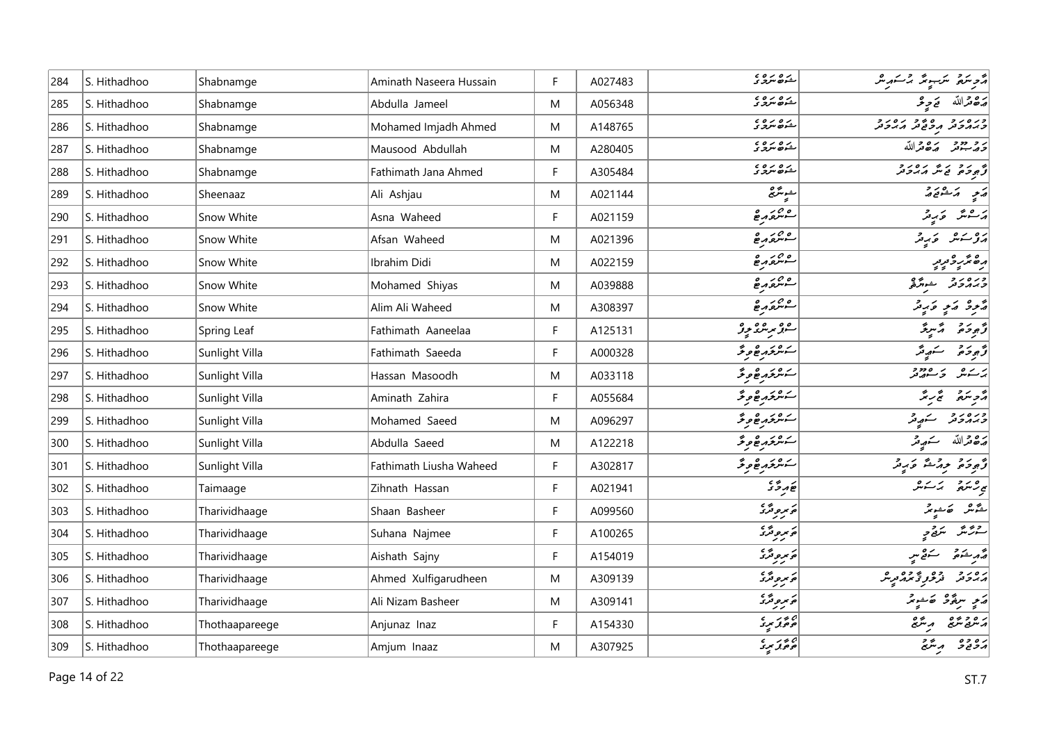| | | | | | | | |
|---|---|---|---|---|---|---|---|
| 284 | S. Hithadhoo | Shabnamge | Aminath Naseera Hussain | F | A027483 | ޝަބްނަމްގެ | އާމިނަތު ނަސީރާ ޙުސައިން |
| 285 | S. Hithadhoo | Shabnamge | Abdulla Jameel | M | A056348 | ޝަބްނަމްގެ | އަބްދުﷲ ޖަމީލް |
| 286 | S. Hithadhoo | Shabnamge | Mohamed Imjadh Ahmed | M | A148765 | ޝަބްނަމްގެ | މުޙައްމަދު އިމްޖާދު އަޙްމަދު |
| 287 | S. Hithadhoo | Shabnamge | Mausood Abdullah | M | A280405 | ޝަބްނަމްގެ | މައުސޫދު އަބްދުﷲ |
| 288 | S. Hithadhoo | Shabnamge | Fathimath Jana Ahmed | F | A305484 | ޝަބްނަމްގެ | ފާތިމަތު ޖަނާ އަޙްމަދު |
| 289 | S. Hithadhoo | Sheenaaz | Ali Ashjau | M | A021144 | ޝީނާޒް | އަލި އަޝްޖައު |
| 290 | S. Hithadhoo | Snow White | Asna Waheed | F | A021159 | ސްނޯވައިޓް | އަސްނާ ވަޙީދު |
| 291 | S. Hithadhoo | Snow White | Afsan Waheed | M | A021396 | ސްނޯވައިޓް | އަފްސަން ވަޙީދު |
| 292 | S. Hithadhoo | Snow White | Ibrahim Didi | M | A022159 | ސްނޯވައިޓް | އިބްރާހީމްދީދީ |
| 293 | S. Hithadhoo | Snow White | Mohamed Shiyas | M | A039888 | ސްނޯވައިޓް | މުޙައްމަދު ޝިޔާސް |
| 294 | S. Hithadhoo | Snow White | Alim Ali Waheed | M | A308397 | ސްނޯވައިޓް | އާލިމް އަލި ވަޙީދު |
| 295 | S. Hithadhoo | Spring Leaf | Fathimath Aaneelaa | F | A125131 | ސްޕްރިންގްލީފް | ފާތިމަތު އާނީލާ |
| 296 | S. Hithadhoo | Sunlight Villa | Fathimath Saeeda | F | A000328 | ސަންލައިޓްވިލާ | ފާތިމަތު ސަޢީދާ |
| 297 | S. Hithadhoo | Sunlight Villa | Hassan Masoodh | M | A033118 | ސަންލައިޓްވިލާ | ޙަސަން މަސްޢޫދު |
| 298 | S. Hithadhoo | Sunlight Villa | Aminath Zahira | F | A055684 | ސަންލައިޓްވިލާ | އާމިނަތު ޒާހިރާ |
| 299 | S. Hithadhoo | Sunlight Villa | Mohamed Saeed | M | A096297 | ސަންލައިޓްވިލާ | މުޙައްމަދު ސަޢީދު |
| 300 | S. Hithadhoo | Sunlight Villa | Abdulla Saeed | M | A122218 | ސަންލައިޓްވިލާ | އަބްދުﷲ ސަޢީދު |
| 301 | S. Hithadhoo | Sunlight Villa | Fathimath Liusha Waheed | F | A302817 | ސަންލައިޓްވިލާ | ފާތިމަތު ލިއުޝާ ވަޙީދު |
| 302 | S. Hithadhoo | Taimaage | Zihnath Hassan | F | A021941 | ޓައިމާގެ | ޒިހްނަތު ޙަސަން |
| 303 | S. Hithadhoo | Tharividhaage | Shaan Basheer | F | A099560 | ތަރިވިދާގެ | ޝާން ބަޝީރު |
| 304 | S. Hithadhoo | Tharividhaage | Suhana Najmee | F | A100265 | ތަރިވިދާގެ | ސުހާނާ ނަޖްމީ |
| 305 | S. Hithadhoo | Tharividhaage | Aishath Sajny | F | A154019 | ތަރިވިދާގެ | އާއިޝަތު ސަޖްނީ |
| 306 | S. Hithadhoo | Tharividhaage | Ahmed Xulfigarudheen | M | A309139 | ތަރިވިދާގެ | އަޙްމަދު ޛުލްފިޤާރުއްދީން |
| 307 | S. Hithadhoo | Tharividhaage | Ali Nizam Basheer | M | A309141 | ތަރިވިދާގެ | އަލި ނިޒާމް ބަޝީރު |
| 308 | S. Hithadhoo | Thothaapareege | Anjunaz Inaz | F | A154330 | ތޮތާޕަރީގެ | އަންޖުނާޒް އިނާޒް |
| 309 | S. Hithadhoo | Thothaapareege | Amjum Inaaz | M | A307925 | ތޮތާޕަރީގެ | އަމްޖުމް އިނާޒް |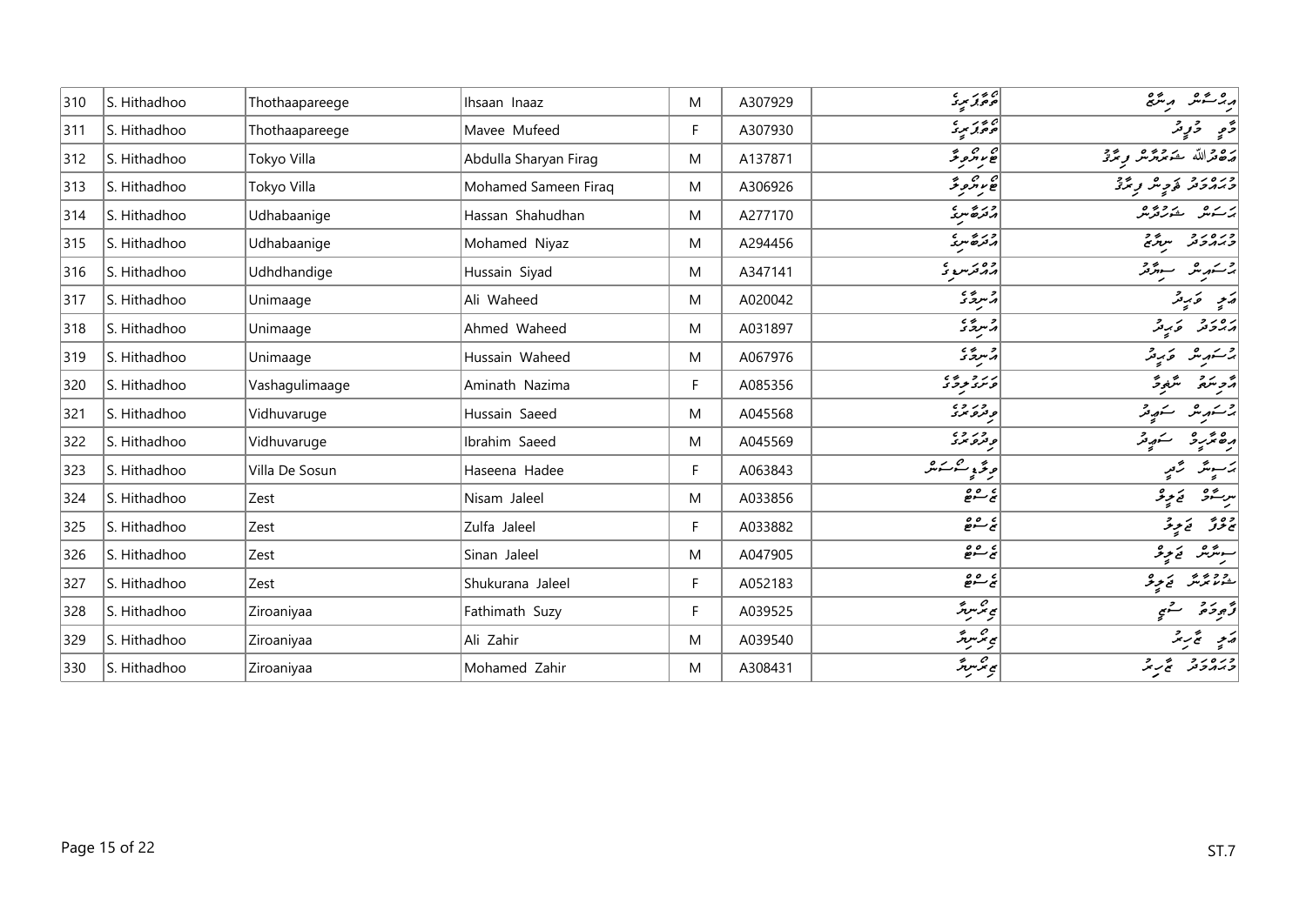| | | | | | | | |
|---|---|---|---|---|---|---|---|
| 310 | S. Hithadhoo | Thothaapareege | Ihsaan Inaaz | M | A307929 | ވޮތާޕަރީގެ | އިހްސާން އިނާޒް |
| 311 | S. Hithadhoo | Thothaapareege | Mavee Mufeed | F | A307930 | ވޮތާޕަރީގެ | މާވީ މުފީދު |
| 312 | S. Hithadhoo | Tokyo Villa | Abdulla Sharyan Firag | M | A137871 | ޓޯކިޔޯވިލާ | އަބްދުالله ޝަރިޔާން ފިރާގް |
| 313 | S. Hithadhoo | Tokyo Villa | Mohamed Sameen Firaq | M | A306926 | ޓޯކިޔޯވިލާ | މުހައްމަދު ސަމީން ފިރާގް |
| 314 | S. Hithadhoo | Udhabaanige | Hassan Shahudhan | M | A277170 | އުދަބާނިގެ | ހަސަން ޝަހުދާން |
| 315 | S. Hithadhoo | Udhabaanige | Mohamed Niyaz | M | A294456 | އުދަބާނިގެ | މުހައްމަދު ނިޔާޒް |
| 316 | S. Hithadhoo | Udhdhandige | Hussain Siyad | M | A347141 | އުއްދަންދިގެ | ހުސައިން ސިޔާދު |
| 317 | S. Hithadhoo | Unimaage | Ali Waheed | M | A020042 | އުނިމާގެ | އަލި ވަހީދު |
| 318 | S. Hithadhoo | Unimaage | Ahmed Waheed | M | A031897 | އުނިމާގެ | އަހްމަދު ވަހީދު |
| 319 | S. Hithadhoo | Unimaage | Hussain Waheed | M | A067976 | އުނިމާގެ | ހުސައިން ވަހީދު |
| 320 | S. Hithadhoo | Vashagulimaage | Aminath Nazima | F | A085356 | ވަށަގުލިމާގެ | އާމިނަތު ނާޒިމާ |
| 321 | S. Hithadhoo | Vidhuvaruge | Hussain Saeed | M | A045568 | ވިދުވަރުގެ | ހުސައިން ސަޢީދު |
| 322 | S. Hithadhoo | Vidhuvaruge | Ibrahim Saeed | M | A045569 | ވިދުވަރުގެ | އިބްރާހީމް ސަޢީދު |
| 323 | S. Hithadhoo | Villa De Sosun | Haseena Hadee | F | A063843 | ވިލާޑީސޯސަން | ހަސީނާ ހާދީ |
| 324 | S. Hithadhoo | Zest | Nisam Jaleel | M | A033856 | ޒެސްޓް | ނިސާމް ޖަލީލް |
| 325 | S. Hithadhoo | Zest | Zulfa Jaleel | F | A033882 | ޒެސްޓް | ޒުލްފާ ޖަލީލް |
| 326 | S. Hithadhoo | Zest | Sinan Jaleel | M | A047905 | ޒެސްޓް | ސިނާން ޖަލީލް |
| 327 | S. Hithadhoo | Zest | Shukurana Jaleel | F | A052183 | ޒެސްޓް | ޝުކުރާނާ ޖަލީލް |
| 328 | S. Hithadhoo | Ziroaniyaa | Fathimath Suzy | F | A039525 | ޒިރޯނިޔާ | ފާތިމަތު ސޫޒީ |
| 329 | S. Hithadhoo | Ziroaniyaa | Ali Zahir | M | A039540 | ޒިރޯނިޔާ | އަލި ޒާހިރު |
| 330 | S. Hithadhoo | Ziroaniyaa | Mohamed Zahir | M | A308431 | ޒިރޯނިޔާ | މުހައްމަދު ޒާހިރު |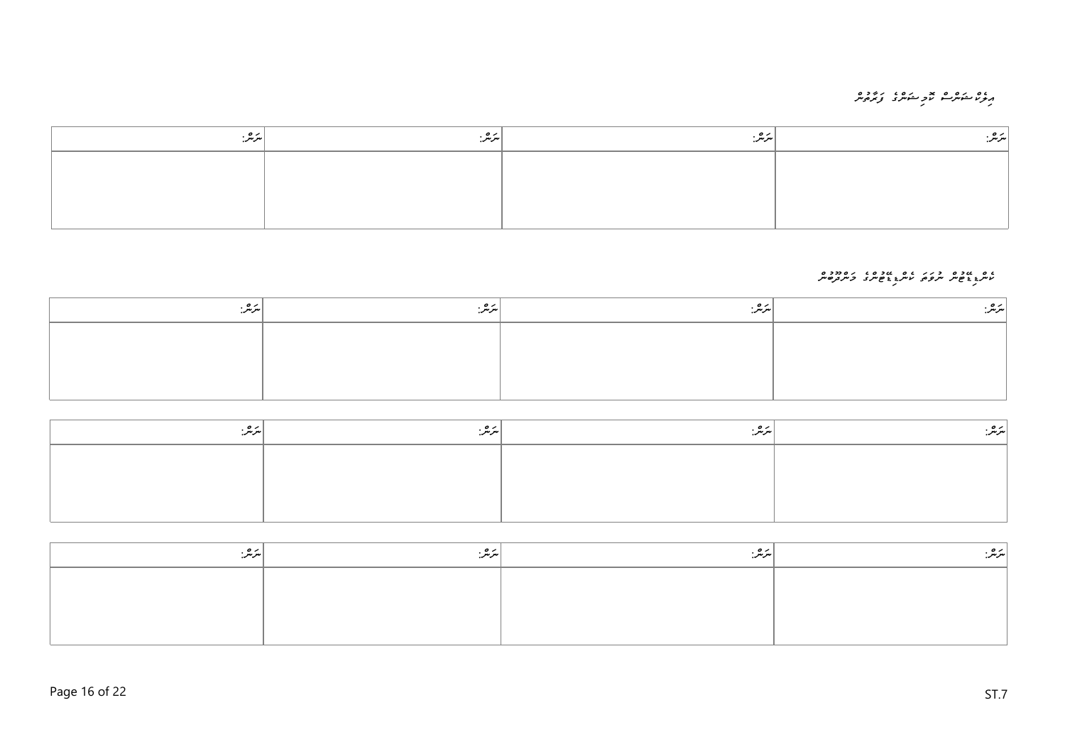# ޢިލްމްސަރަހައްދު ކޮމިޝަނުގެ ފަރާތުން

| ނަން: | ނަން: | ނަން: | ނަން: |
|---|---|---|---|
| | | | |

# ކައުންސިލް ނުވަތަ ކައުންސިލްތަކުގެ މަންދޫބުން

| ނަން: | ނަން: | ނަން: | ނަން: |
|---|---|---|---|
| | | | |

| ނަން: | ނަން: | ނަން: | ނަން: |
|---|---|---|---|
| | | | |

| ނަން: | ނަން: | ނަން: | ނަން: |
|---|---|---|---|
| | | | |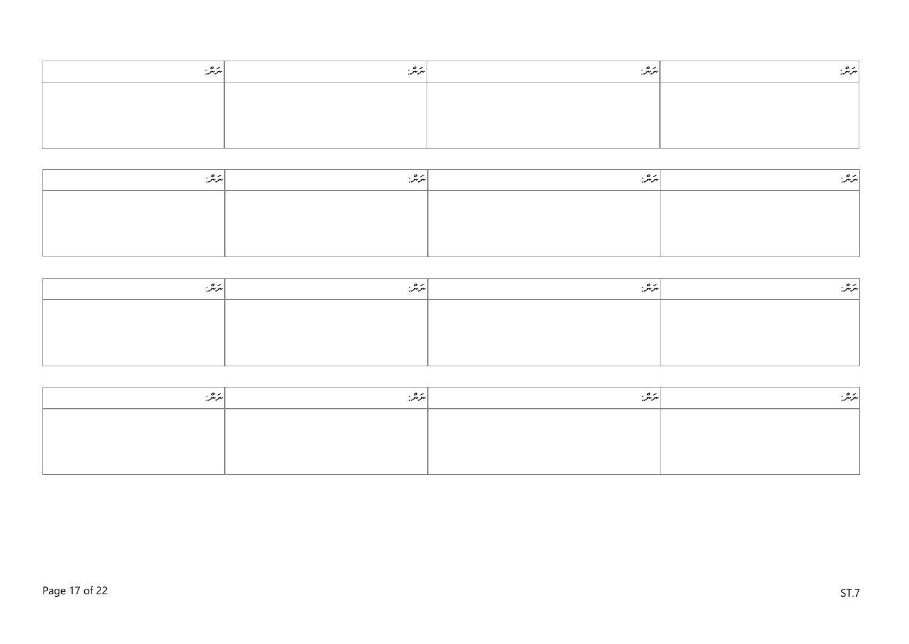| ނަރުދ: | ނަރުދ: | ނަރުދ: | ނަރުދ: |
| --- | --- | --- | --- |
| | | | |

| ނަރުދ: | ނަރުދ: | ނަރުދ: | ނަރުދ: |
| --- | --- | --- | --- |
| | | | |

| ނަރުދ: | ނަރުދ: | ނަރުދ: | ނަރުދ: |
| --- | --- | --- | --- |
| | | | |

| ނަރުދ: | ނަރުދ: | ނަރުދ: | ނަރުދ: |
| --- | --- | --- | --- |
| | | | |

ST.7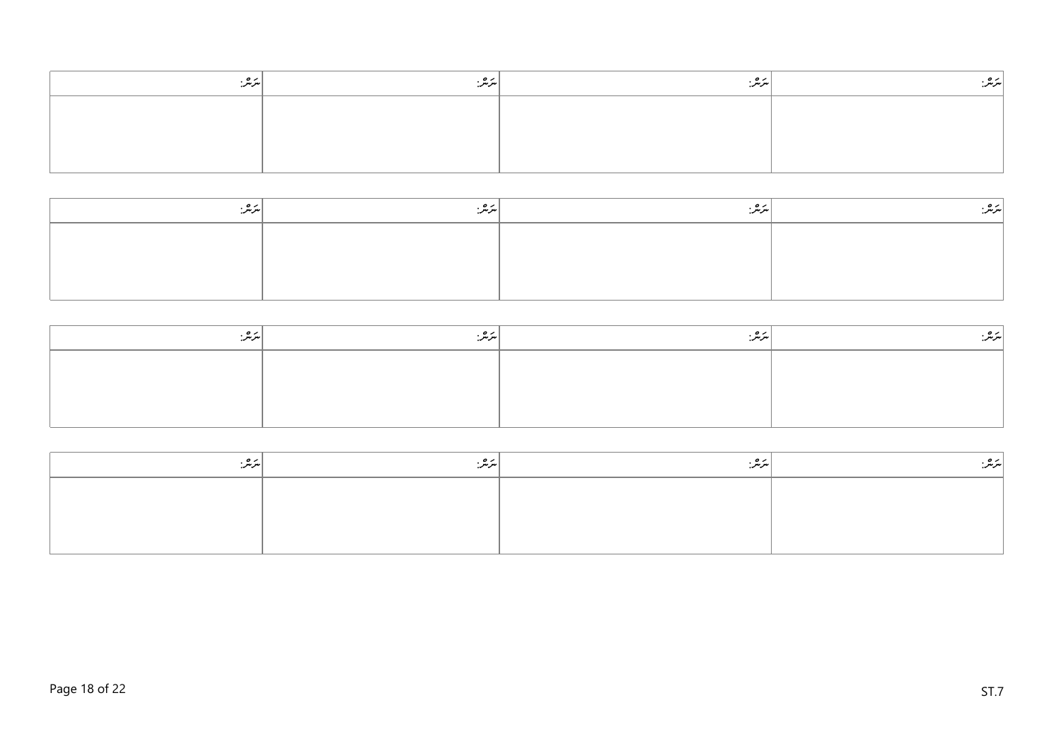| ނަރުދ: | ނަރުދ: | ނަރުދ: | ނަރުދ: |
| --- | --- | --- | --- |
| | | | |

| ނަރުދ: | ނަރުދ: | ނަރުދ: | ނަރުދ: |
| --- | --- | --- | --- |
| | | | |

| ނަރުދ: | ނަރުދ: | ނަރުދ: | ނަރުދ: |
| --- | --- | --- | --- |
| | | | |

| ނަރުދ: | ނަރުދ: | ނަރުދ: | ނަރުދ: |
| --- | --- | --- | --- |
| | | | |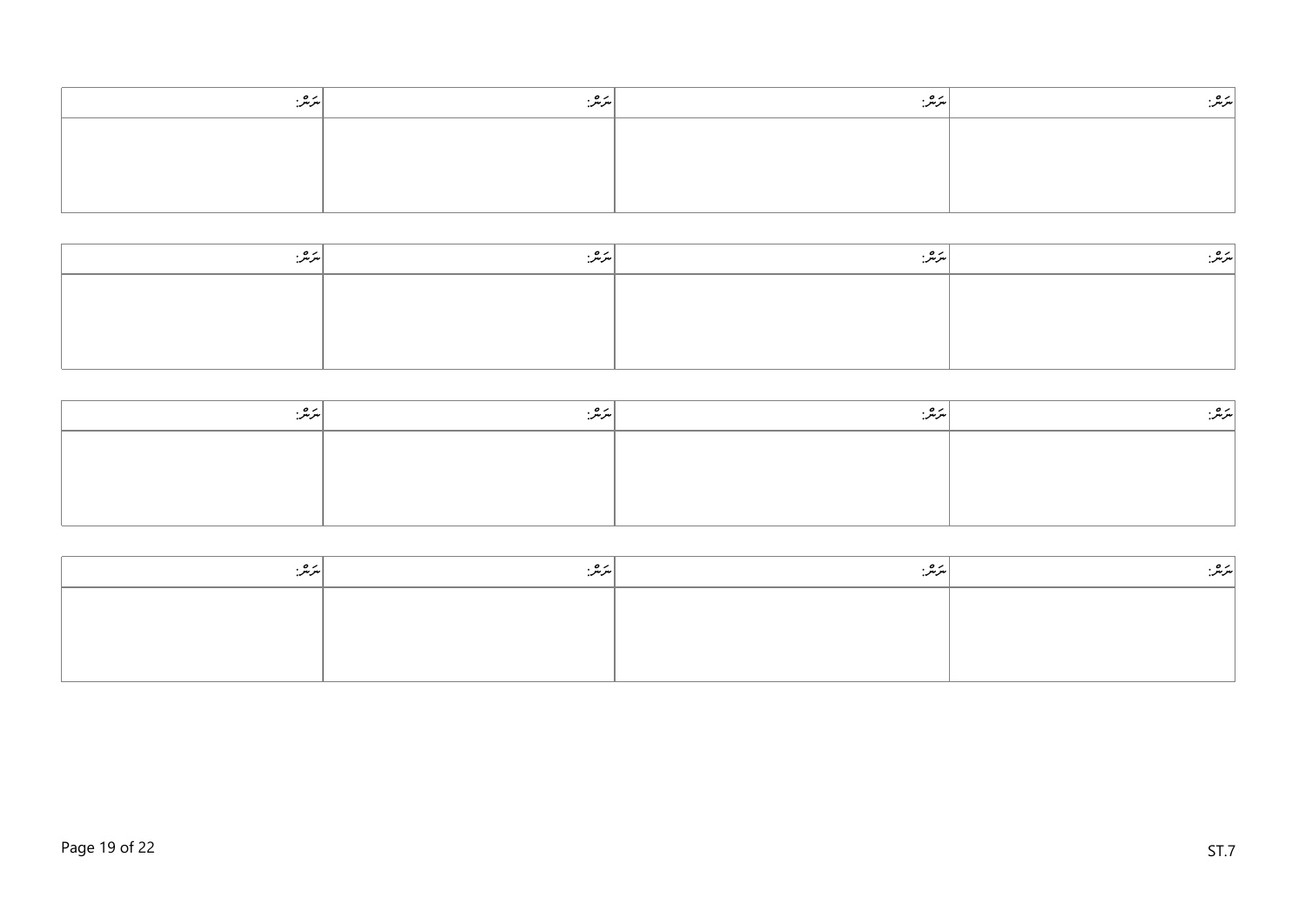| ނަރަނ: | ނަރަނ: | ނަރަނ: | ނަރަނ: |
| --- | --- | --- | --- |
| | | | |

| ނަރަނ: | ނަރަނ: | ނަރަނ: | ނަރަނ: |
| --- | --- | --- | --- |
| | | | |

| ނަރަނ: | ނަރަނ: | ނަރަނ: | ނަރަނ: |
| --- | --- | --- | --- |
| | | | |

| ނަރަނ: | ނަރަނ: | ނަރަނ: | ނަރަނ: |
| --- | --- | --- | --- |
| | | | |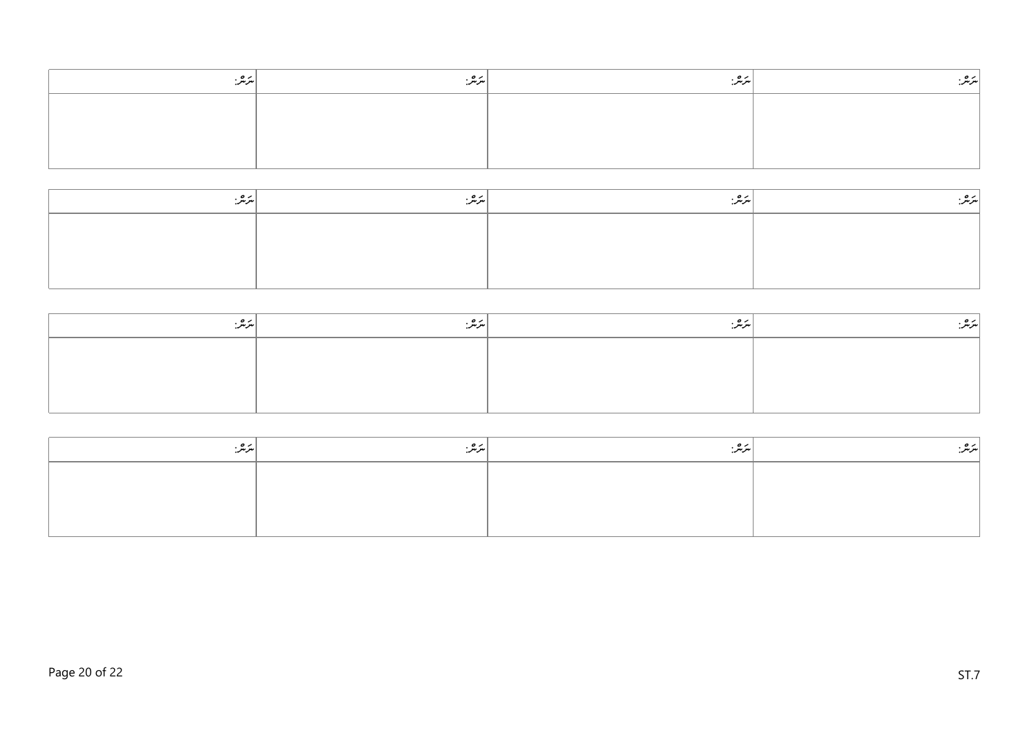| ސަރުނ: | ސަރުނ: | ސަރުނ: | ސަރުނ: |
|---|---|---|---|
| | | | |

| ސަރުނ: | ސަރުނ: | ސަރުނ: | ސަރުނ: |
|---|---|---|---|
| | | | |

| ސަރުނ: | ސަރުނ: | ސަރުނ: | ސަރުނ: |
|---|---|---|---|
| | | | |

| ސަރުނ: | ސަރުނ: | ސަރުނ: | ސަރުނ: |
|---|---|---|---|
| | | | |

ST.7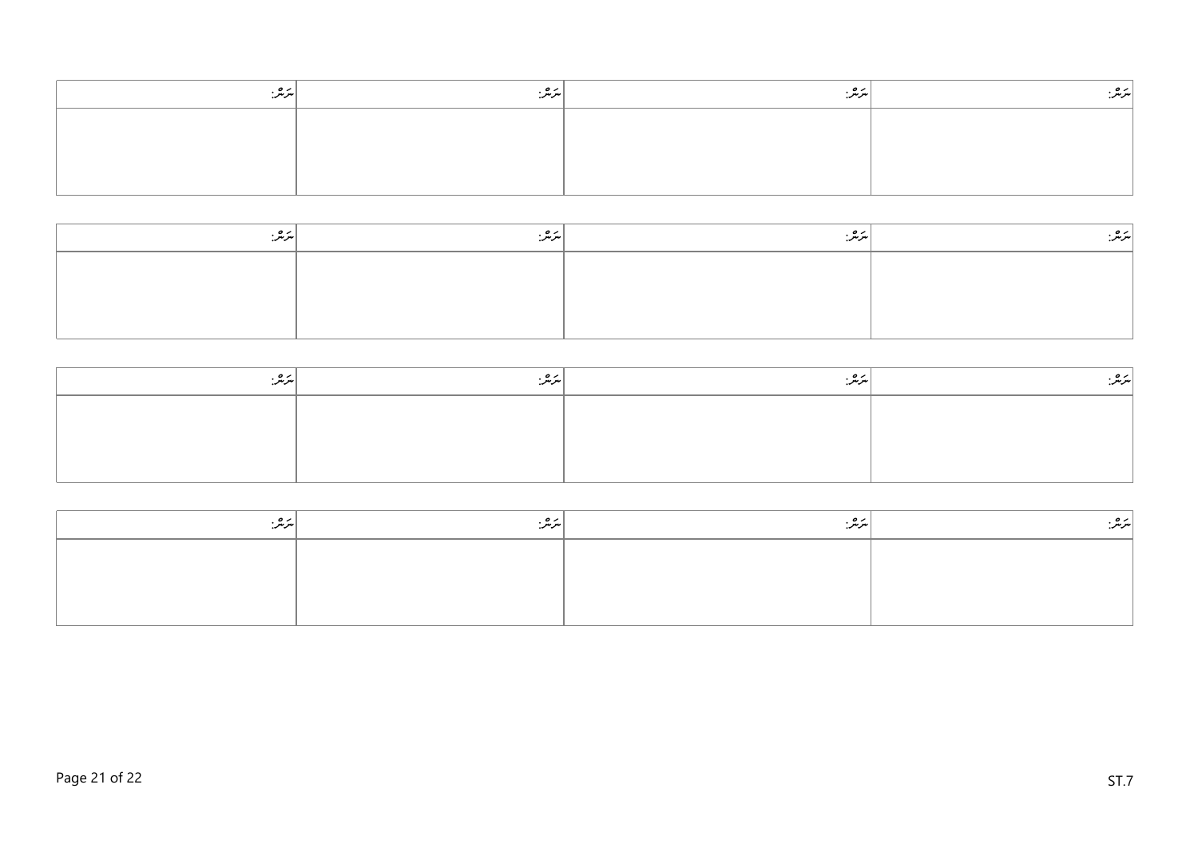| ىَرَىْر: | ىَرَىْر: | ىَرَىْر: | ىَرَىْر: |
| --- | --- | --- | --- |
| | | | |

| ىَرَىْر: | ىَرَىْر: | ىَرَىْر: | ىَرَىْر: |
| --- | --- | --- | --- |
| | | | |

| ىَرَىْر: | ىَرَىْر: | ىَرَىْر: | ىَرَىْر: |
| --- | --- | --- | --- |
| | | | |

| ىَرَىْر: | ىَرَىْر: | ىَرَىْر: | ىَرَىْر: |
| --- | --- | --- | --- |
| | | | |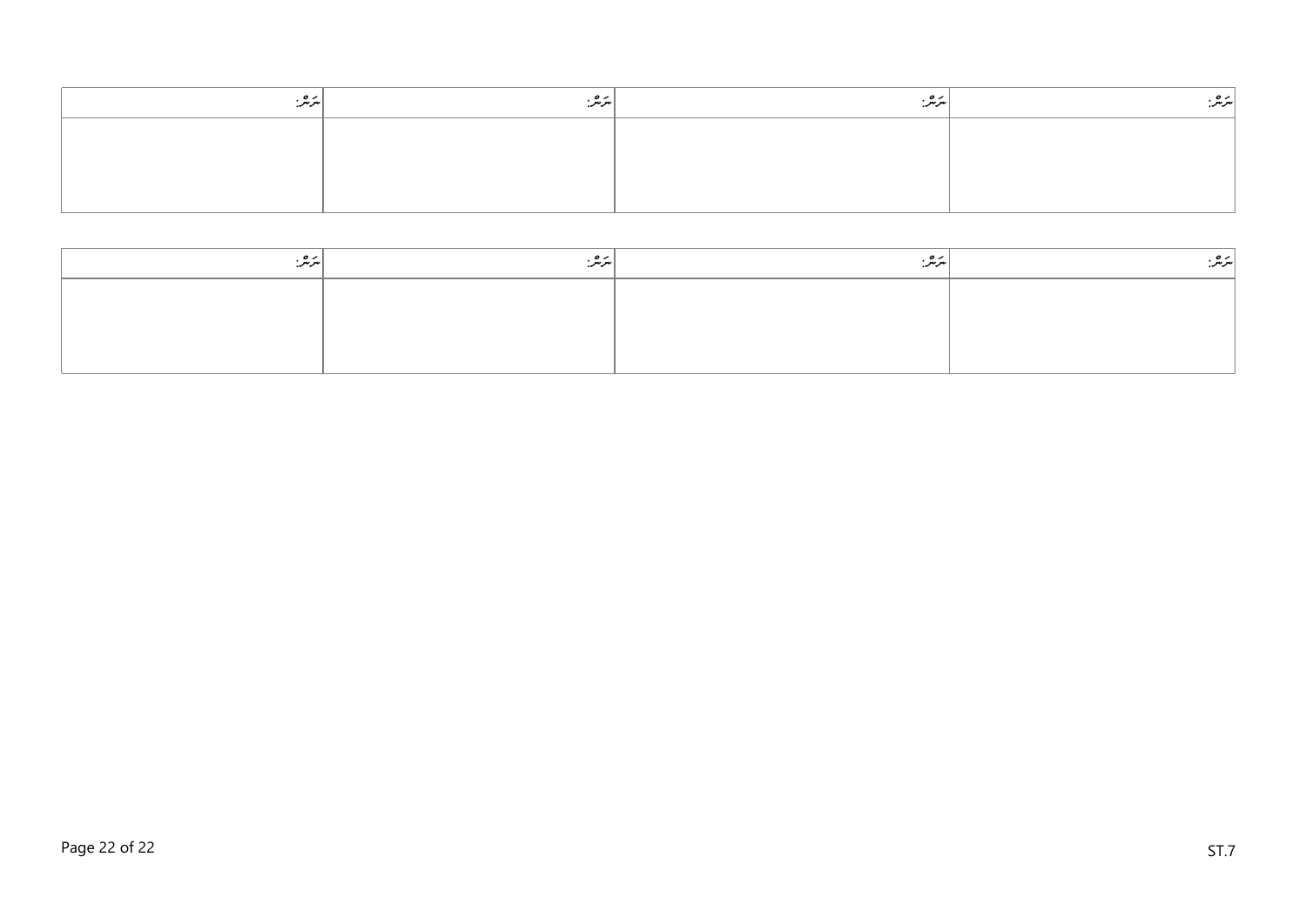| ނަަން: | ނަަން: | ނަަން: | ނަަން: |
| --- | --- | --- | --- |
| | | | |

| ނަަން: | ނަަން: | ނަަން: | ނަަން: |
| --- | --- | --- | --- |
| | | | |